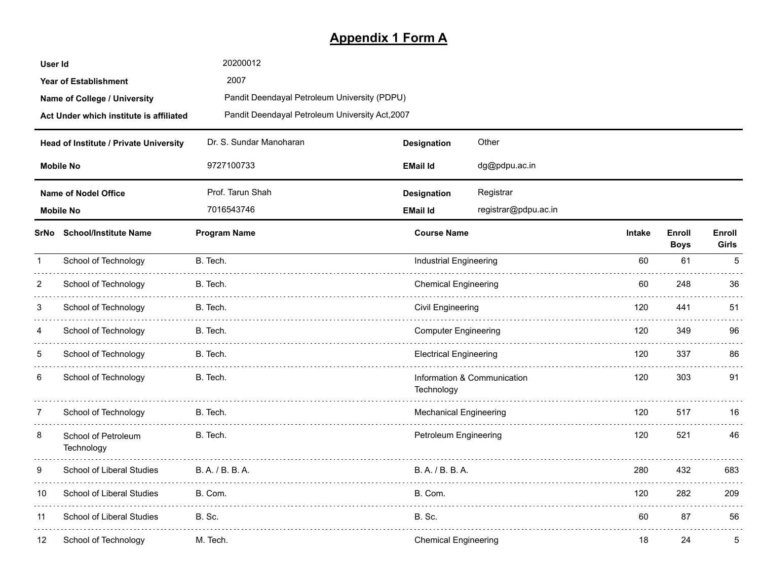# Appendix 1 Form A

| | |
|---|---|
| **User Id** | 20200012 |
| **Year of Establishment** | 2007 |
| **Name of College / University** | Pandit Deendayal Petroleum University (PDPU) |
| **Act Under which institute is affiliated** | Pandit Deendayal Petroleum University Act,2007 |

| | | | |
|---|---|---|---|
| **Head of Institute / Private University** | Dr. S. Sundar Manoharan | **Designation** | Other |
| **Mobile No** | 9727100733 | **EMail Id** | dg@pdpu.ac.in |

| | | | |
|---|---|---|---|
| **Name of Nodel Office** | Prof. Tarun Shah | **Designation** | Registrar |
| **Mobile No** | 7016543746 | **EMail Id** | registrar@pdpu.ac.in |

| SrNo | School/Institute Name | Program Name | Course Name | Intake | Enroll Boys | Enroll Girls |
|---|---|---|---|---|---|---|
| 1 | School of Technology | B. Tech. | Industrial Engineering | 60 | 61 | 5 |
| 2 | School of Technology | B. Tech. | Chemical Engineering | 60 | 248 | 36 |
| 3 | School of Technology | B. Tech. | Civil Engineering | 120 | 441 | 51 |
| 4 | School of Technology | B. Tech. | Computer Engineering | 120 | 349 | 96 |
| 5 | School of Technology | B. Tech. | Electrical Engineering | 120 | 337 | 86 |
| 6 | School of Technology | B. Tech. | Information & Communication Technology | 120 | 303 | 91 |
| 7 | School of Technology | B. Tech. | Mechanical Engineering | 120 | 517 | 16 |
| 8 | School of Petroleum Technology | B. Tech. | Petroleum Engineering | 120 | 521 | 46 |
| 9 | School of Liberal Studies | B. A. / B. B. A. | B. A. / B. B. A. | 280 | 432 | 683 |
| 10 | School of Liberal Studies | B. Com. | B. Com. | 120 | 282 | 209 |
| 11 | School of Liberal Studies | B. Sc. | B. Sc. | 60 | 87 | 56 |
| 12 | School of Technology | M. Tech. | Chemical Engineering | 18 | 24 | 5 |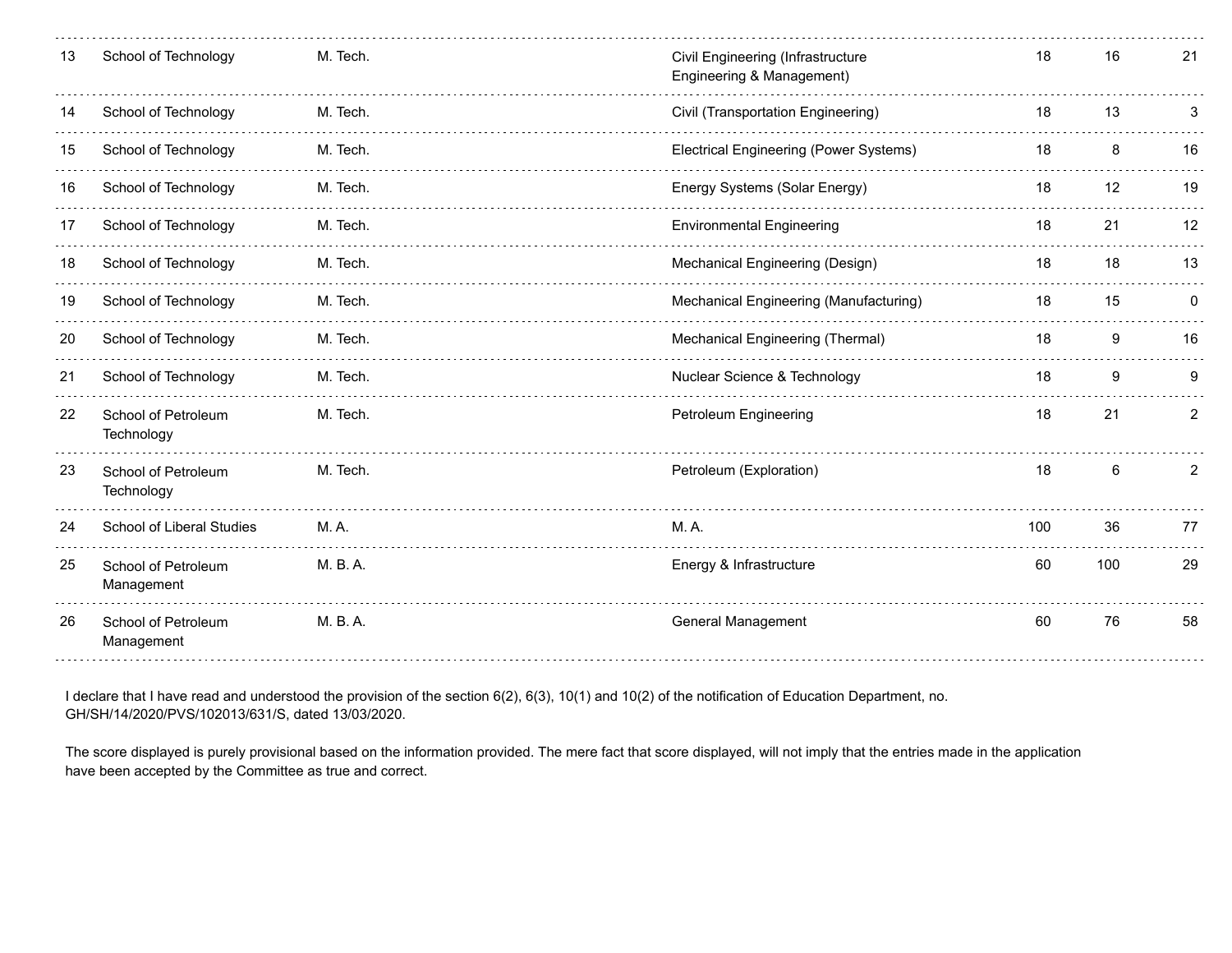| | | | | | | |
|---|---|---|---|---|---|---|
| 13 | School of Technology | M. Tech. | Civil Engineering (Infrastructure Engineering & Management) | 18 | 16 | 21 |
| 14 | School of Technology | M. Tech. | Civil (Transportation Engineering) | 18 | 13 | 3 |
| 15 | School of Technology | M. Tech. | Electrical Engineering (Power Systems) | 18 | 8 | 16 |
| 16 | School of Technology | M. Tech. | Energy Systems (Solar Energy) | 18 | 12 | 19 |
| 17 | School of Technology | M. Tech. | Environmental Engineering | 18 | 21 | 12 |
| 18 | School of Technology | M. Tech. | Mechanical Engineering (Design) | 18 | 18 | 13 |
| 19 | School of Technology | M. Tech. | Mechanical Engineering (Manufacturing) | 18 | 15 | 0 |
| 20 | School of Technology | M. Tech. | Mechanical Engineering (Thermal) | 18 | 9 | 16 |
| 21 | School of Technology | M. Tech. | Nuclear Science & Technology | 18 | 9 | 9 |
| 22 | School of Petroleum Technology | M. Tech. | Petroleum Engineering | 18 | 21 | 2 |
| 23 | School of Petroleum Technology | M. Tech. | Petroleum (Exploration) | 18 | 6 | 2 |
| 24 | School of Liberal Studies | M. A. | M. A. | 100 | 36 | 77 |
| 25 | School of Petroleum Management | M. B. A. | Energy & Infrastructure | 60 | 100 | 29 |
| 26 | School of Petroleum Management | M. B. A. | General Management | 60 | 76 | 58 |

I declare that I have read and understood the provision of the section 6(2), 6(3), 10(1) and 10(2) of the notification of Education Department, no. GH/SH/14/2020/PVS/102013/631/S, dated 13/03/2020.

The score displayed is purely provisional based on the information provided. The mere fact that score displayed, will not imply that the entries made in the application have been accepted by the Committee as true and correct.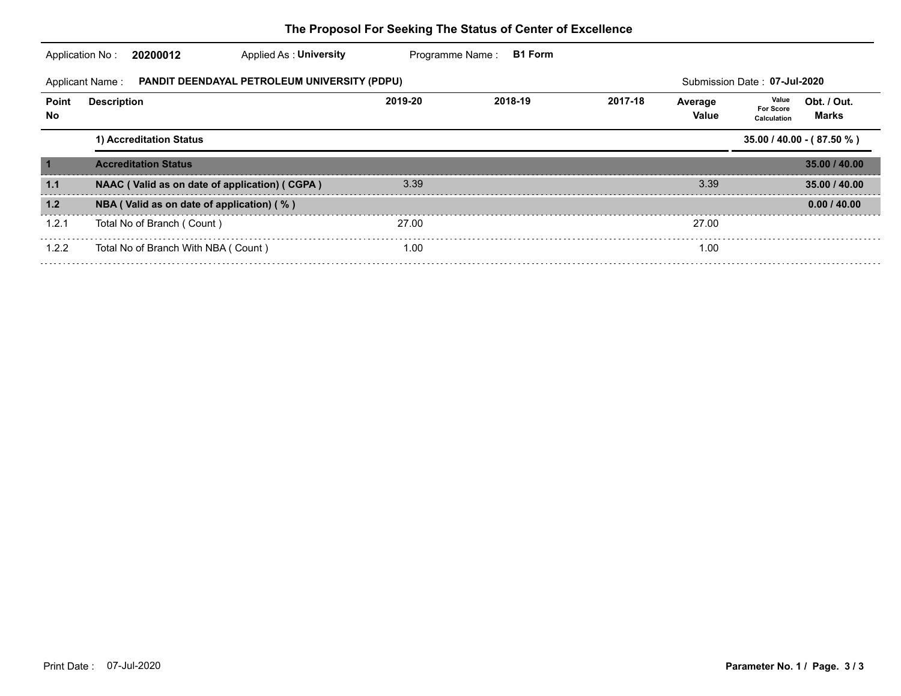# The Proposol For Seeking The Status of Center of Excellence

Application No : **20200012** Applied As : **University** Programme Name : **B1 Form**

Applicant Name : **PANDIT DEENDAYAL PETROLEUM UNIVERSITY (PDPU)** Submission Date : **07-Jul-2020**

| Point No | Description | 2019-20 | 2018-19 | 2017-18 | Average Value | Value For Score Calculation | Obt. / Out. Marks |
|---|---|---|---|---|---|---|---|
| | **1) Accreditation Status** | | | | | | **35.00 / 40.00 - ( 87.50 % )** |
| **1** | **Accreditation Status** | | | | | | **35.00 / 40.00** |
| **1.1** | **NAAC ( Valid as on date of application) ( CGPA )** | 3.39 | | | 3.39 | | **35.00 / 40.00** |
| **1.2** | **NBA ( Valid as on date of application) ( % )** | | | | | | **0.00 / 40.00** |
| 1.2.1 | Total No of Branch ( Count ) | 27.00 | | | 27.00 | | |
| 1.2.2 | Total No of Branch With NBA ( Count ) | 1.00 | | | 1.00 | | |

Print Date : 07-Jul-2020

Parameter No. 1 / Page. 3 / 3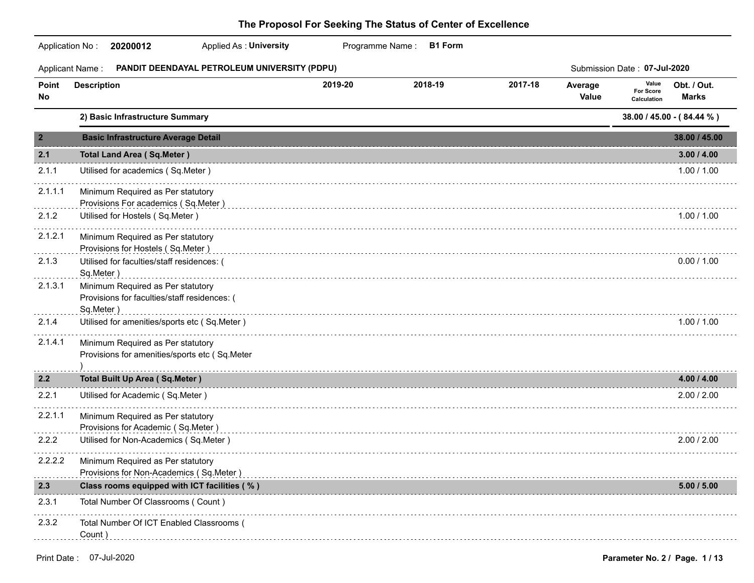# The Proposol For Seeking The Status of Center of Excellence

Application No : **20200012** Applied As : **University** Programme Name : **B1 Form**

Applicant Name : **PANDIT DEENDAYAL PETROLEUM UNIVERSITY (PDPU)** Submission Date : **07-Jul-2020**

| Point No | Description | 2019-20 | 2018-19 | 2017-18 | Average Value | Value For Score Calculation | Obt. / Out. Marks |
|---|---|---|---|---|---|---|---|
| | **2) Basic Infrastructure Summary** | | | | | | **38.00 / 45.00 - ( 84.44 % )** |
| **2** | **Basic Infrastructure Average Detail** | | | | | | **38.00 / 45.00** |
| **2.1** | **Total Land Area ( Sq.Meter )** | | | | | | **3.00 / 4.00** |
| 2.1.1 | Utilised for academics ( Sq.Meter ) | | | | | | 1.00 / 1.00 |
| 2.1.1.1 | Minimum Required as Per statutory Provisions For academics ( Sq.Meter ) | | | | | | |
| 2.1.2 | Utilised for Hostels ( Sq.Meter ) | | | | | | 1.00 / 1.00 |
| 2.1.2.1 | Minimum Required as Per statutory Provisions for Hostels ( Sq.Meter ) | | | | | | |
| 2.1.3 | Utilised for faculties/staff residences: ( Sq.Meter ) | | | | | | 0.00 / 1.00 |
| 2.1.3.1 | Minimum Required as Per statutory Provisions for faculties/staff residences: ( Sq.Meter ) | | | | | | |
| 2.1.4 | Utilised for amenities/sports etc ( Sq.Meter ) | | | | | | 1.00 / 1.00 |
| 2.1.4.1 | Minimum Required as Per statutory Provisions for amenities/sports etc ( Sq.Meter ) | | | | | | |
| **2.2** | **Total Built Up Area ( Sq.Meter )** | | | | | | **4.00 / 4.00** |
| 2.2.1 | Utilised for Academic ( Sq.Meter ) | | | | | | 2.00 / 2.00 |
| 2.2.1.1 | Minimum Required as Per statutory Provisions for Academic ( Sq.Meter ) | | | | | | |
| 2.2.2 | Utilised for Non-Academics ( Sq.Meter ) | | | | | | 2.00 / 2.00 |
| 2.2.2.2 | Minimum Required as Per statutory Provisions for Non-Academics ( Sq.Meter ) | | | | | | |
| **2.3** | **Class rooms equipped with ICT facilities ( % )** | | | | | | **5.00 / 5.00** |
| 2.3.1 | Total Number Of Classrooms ( Count ) | | | | | | |
| 2.3.2 | Total Number Of ICT Enabled Classrooms ( Count ) | | | | | | |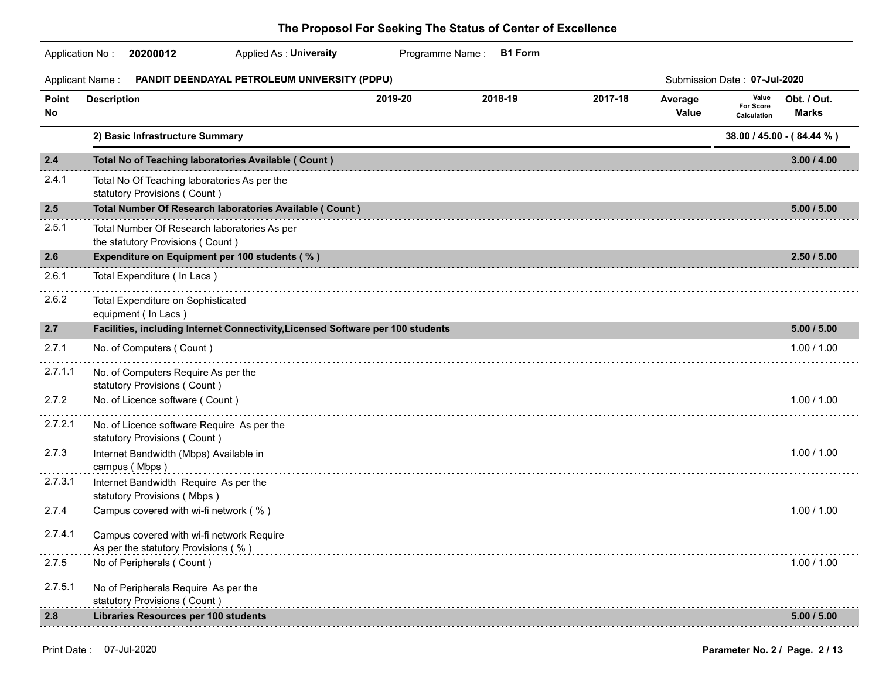# The Proposol For Seeking The Status of Center of Excellence

Application No : **20200012** Applied As : **University** Programme Name : **B1 Form**

Applicant Name : **PANDIT DEENDAYAL PETROLEUM UNIVERSITY (PDPU)** Submission Date : **07-Jul-2020**

| Point No | Description | 2019-20 | 2018-19 | 2017-18 | Average Value | Value For Score Calculation | Obt. / Out. Marks |
|---|---|---|---|---|---|---|---|
| | **2) Basic Infrastructure Summary** | | | | | | **38.00 / 45.00 - ( 84.44 % )** |
| **2.4** | **Total No of Teaching laboratories Available ( Count )** | | | | | | **3.00 / 4.00** |
| 2.4.1 | Total No Of Teaching laboratories As per the statutory Provisions ( Count ) | | | | | | |
| **2.5** | **Total Number Of Research laboratories Available ( Count )** | | | | | | **5.00 / 5.00** |
| 2.5.1 | Total Number Of Research laboratories As per the statutory Provisions ( Count ) | | | | | | |
| **2.6** | **Expenditure on Equipment per 100 students ( % )** | | | | | | **2.50 / 5.00** |
| 2.6.1 | Total Expenditure ( In Lacs ) | | | | | | |
| 2.6.2 | Total Expenditure on Sophisticated equipment ( In Lacs ) | | | | | | |
| **2.7** | **Facilities, including Internet Connectivity,Licensed Software per 100 students** | | | | | | **5.00 / 5.00** |
| 2.7.1 | No. of Computers ( Count ) | | | | | | 1.00 / 1.00 |
| 2.7.1.1 | No. of Computers Require As per the statutory Provisions ( Count ) | | | | | | |
| 2.7.2 | No. of Licence software ( Count ) | | | | | | 1.00 / 1.00 |
| 2.7.2.1 | No. of Licence software Require As per the statutory Provisions ( Count ) | | | | | | |
| 2.7.3 | Internet Bandwidth (Mbps) Available in campus ( Mbps ) | | | | | | 1.00 / 1.00 |
| 2.7.3.1 | Internet Bandwidth Require As per the statutory Provisions ( Mbps ) | | | | | | |
| 2.7.4 | Campus covered with wi-fi network ( % ) | | | | | | 1.00 / 1.00 |
| 2.7.4.1 | Campus covered with wi-fi network Require As per the statutory Provisions ( % ) | | | | | | |
| 2.7.5 | No of Peripherals ( Count ) | | | | | | 1.00 / 1.00 |
| 2.7.5.1 | No of Peripherals Require As per the statutory Provisions ( Count ) | | | | | | |
| **2.8** | **Libraries Resources per 100 students** | | | | | | **5.00 / 5.00** |

Print Date : 07-Jul-2020

Parameter No. 2 / Page. 2 / 13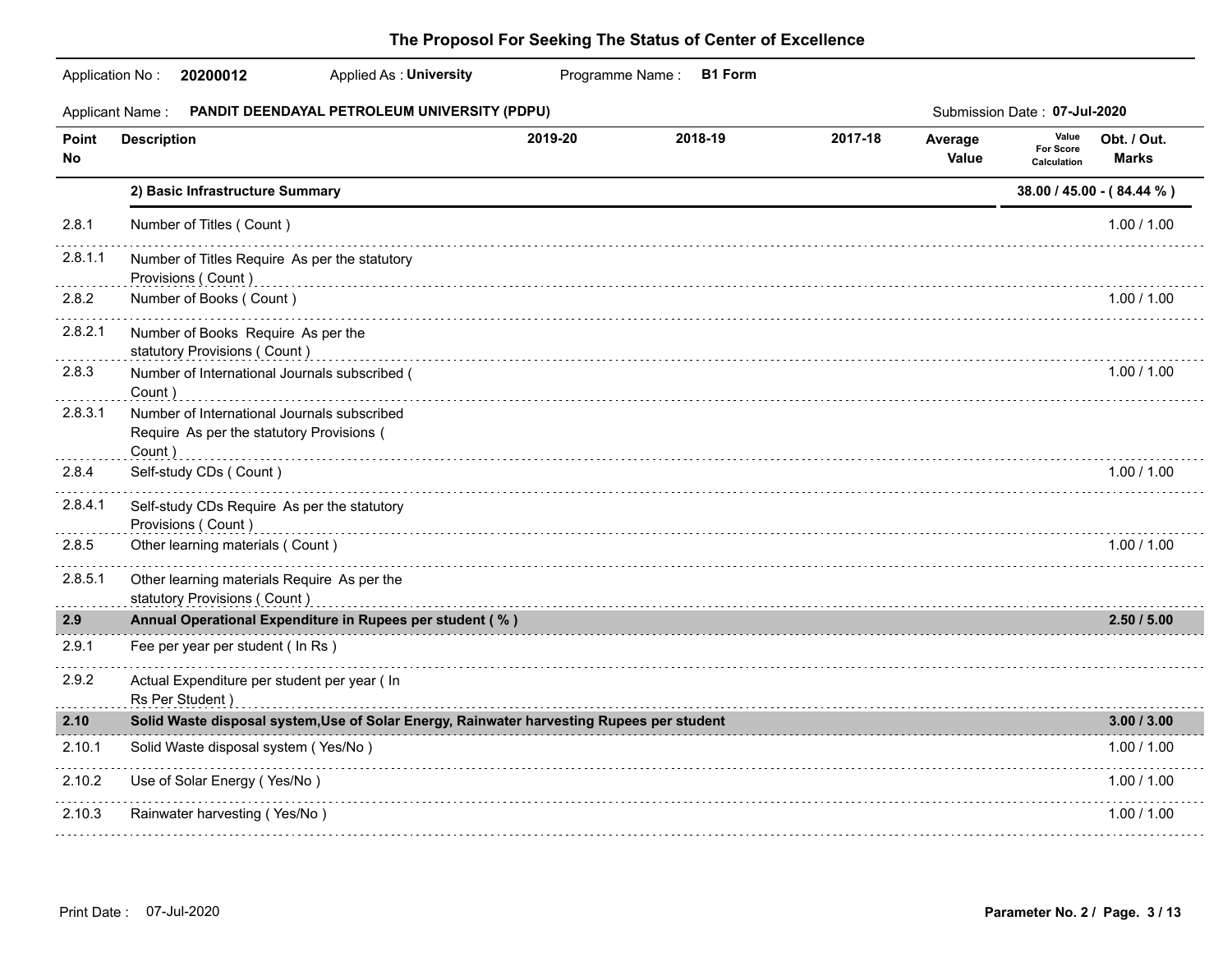## The Proposol For Seeking The Status of Center of Excellence

Application No : **20200012** Applied As : **University** Programme Name : **B1 Form**

Applicant Name : **PANDIT DEENDAYAL PETROLEUM UNIVERSITY (PDPU)** Submission Date : **07-Jul-2020**

| Point No | Description | 2019-20 | 2018-19 | 2017-18 | Average Value | Value For Score Calculation | Obt. / Out. Marks |
|---|---|---|---|---|---|---|---|
| | **2) Basic Infrastructure Summary** | | | | | | **38.00 / 45.00 - ( 84.44 % )** |
| 2.8.1 | Number of Titles ( Count ) | | | | | | 1.00 / 1.00 |
| 2.8.1.1 | Number of Titles Require As per the statutory Provisions ( Count ) | | | | | | |
| 2.8.2 | Number of Books ( Count ) | | | | | | 1.00 / 1.00 |
| 2.8.2.1 | Number of Books Require As per the statutory Provisions ( Count ) | | | | | | |
| 2.8.3 | Number of International Journals subscribed ( Count ) | | | | | | 1.00 / 1.00 |
| 2.8.3.1 | Number of International Journals subscribed Require As per the statutory Provisions ( Count ) | | | | | | |
| 2.8.4 | Self-study CDs ( Count ) | | | | | | 1.00 / 1.00 |
| 2.8.4.1 | Self-study CDs Require As per the statutory Provisions ( Count ) | | | | | | |
| 2.8.5 | Other learning materials ( Count ) | | | | | | 1.00 / 1.00 |
| 2.8.5.1 | Other learning materials Require As per the statutory Provisions ( Count ) | | | | | | |
| **2.9** | **Annual Operational Expenditure in Rupees per student ( % )** | | | | | | **2.50 / 5.00** |
| 2.9.1 | Fee per year per student ( In Rs ) | | | | | | |
| 2.9.2 | Actual Expenditure per student per year ( In Rs Per Student ) | | | | | | |
| **2.10** | **Solid Waste disposal system,Use of Solar Energy, Rainwater harvesting Rupees per student** | | | | | | **3.00 / 3.00** |
| 2.10.1 | Solid Waste disposal system ( Yes/No ) | | | | | | 1.00 / 1.00 |
| 2.10.2 | Use of Solar Energy ( Yes/No ) | | | | | | 1.00 / 1.00 |
| 2.10.3 | Rainwater harvesting ( Yes/No ) | | | | | | 1.00 / 1.00 |

Print Date : 07-Jul-2020

Parameter No. 2 / Page. 3 / 13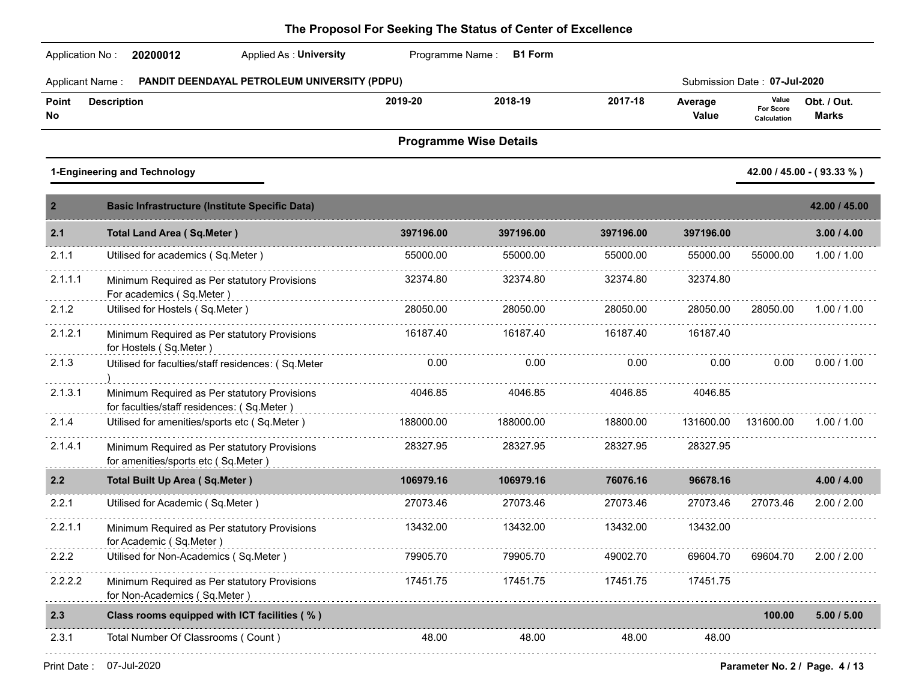# The Proposol For Seeking The Status of Center of Excellence

Application No : **20200012** Applied As : **University** Programme Name : **B1 Form**

Applicant Name : **PANDIT DEENDAYAL PETROLEUM UNIVERSITY (PDPU)** Submission Date : **07-Jul-2020**

## Programme Wise Details

**1-Engineering and Technology** — **42.00 / 45.00 - ( 93.33 % )**

| Point No | Description | 2019-20 | 2018-19 | 2017-18 | Average Value | Value For Score Calculation | Obt. / Out. Marks |
|---|---|---|---|---|---|---|---|
| **2** | **Basic Infrastructure (Institute Specific Data)** | | | | | | **42.00 / 45.00** |
| **2.1** | **Total Land Area ( Sq.Meter )** | **397196.00** | **397196.00** | **397196.00** | **397196.00** | | **3.00 / 4.00** |
| 2.1.1 | Utilised for academics ( Sq.Meter ) | 55000.00 | 55000.00 | 55000.00 | 55000.00 | 55000.00 | 1.00 / 1.00 |
| 2.1.1.1 | Minimum Required as Per statutory Provisions For academics ( Sq.Meter ) | 32374.80 | 32374.80 | 32374.80 | 32374.80 | | |
| 2.1.2 | Utilised for Hostels ( Sq.Meter ) | 28050.00 | 28050.00 | 28050.00 | 28050.00 | 28050.00 | 1.00 / 1.00 |
| 2.1.2.1 | Minimum Required as Per statutory Provisions for Hostels ( Sq.Meter ) | 16187.40 | 16187.40 | 16187.40 | 16187.40 | | |
| 2.1.3 | Utilised for faculties/staff residences: ( Sq.Meter ) | 0.00 | 0.00 | 0.00 | 0.00 | 0.00 | 0.00 / 1.00 |
| 2.1.3.1 | Minimum Required as Per statutory Provisions for faculties/staff residences: ( Sq.Meter ) | 4046.85 | 4046.85 | 4046.85 | 4046.85 | | |
| 2.1.4 | Utilised for amenities/sports etc ( Sq.Meter ) | 188000.00 | 188000.00 | 18800.00 | 131600.00 | 131600.00 | 1.00 / 1.00 |
| 2.1.4.1 | Minimum Required as Per statutory Provisions for amenities/sports etc ( Sq.Meter ) | 28327.95 | 28327.95 | 28327.95 | 28327.95 | | |
| **2.2** | **Total Built Up Area ( Sq.Meter )** | **106979.16** | **106979.16** | **76076.16** | **96678.16** | | **4.00 / 4.00** |
| 2.2.1 | Utilised for Academic ( Sq.Meter ) | 27073.46 | 27073.46 | 27073.46 | 27073.46 | 27073.46 | 2.00 / 2.00 |
| 2.2.1.1 | Minimum Required as Per statutory Provisions for Academic ( Sq.Meter ) | 13432.00 | 13432.00 | 13432.00 | 13432.00 | | |
| 2.2.2 | Utilised for Non-Academics ( Sq.Meter ) | 79905.70 | 79905.70 | 49002.70 | 69604.70 | 69604.70 | 2.00 / 2.00 |
| 2.2.2.2 | Minimum Required as Per statutory Provisions for Non-Academics ( Sq.Meter ) | 17451.75 | 17451.75 | 17451.75 | 17451.75 | | |
| **2.3** | **Class rooms equipped with ICT facilities ( % )** | | | | | **100.00** | **5.00 / 5.00** |
| 2.3.1 | Total Number Of Classrooms ( Count ) | 48.00 | 48.00 | 48.00 | 48.00 | | |

Print Date : 07-Jul-2020 — Parameter No. 2 / Page. 4 / 13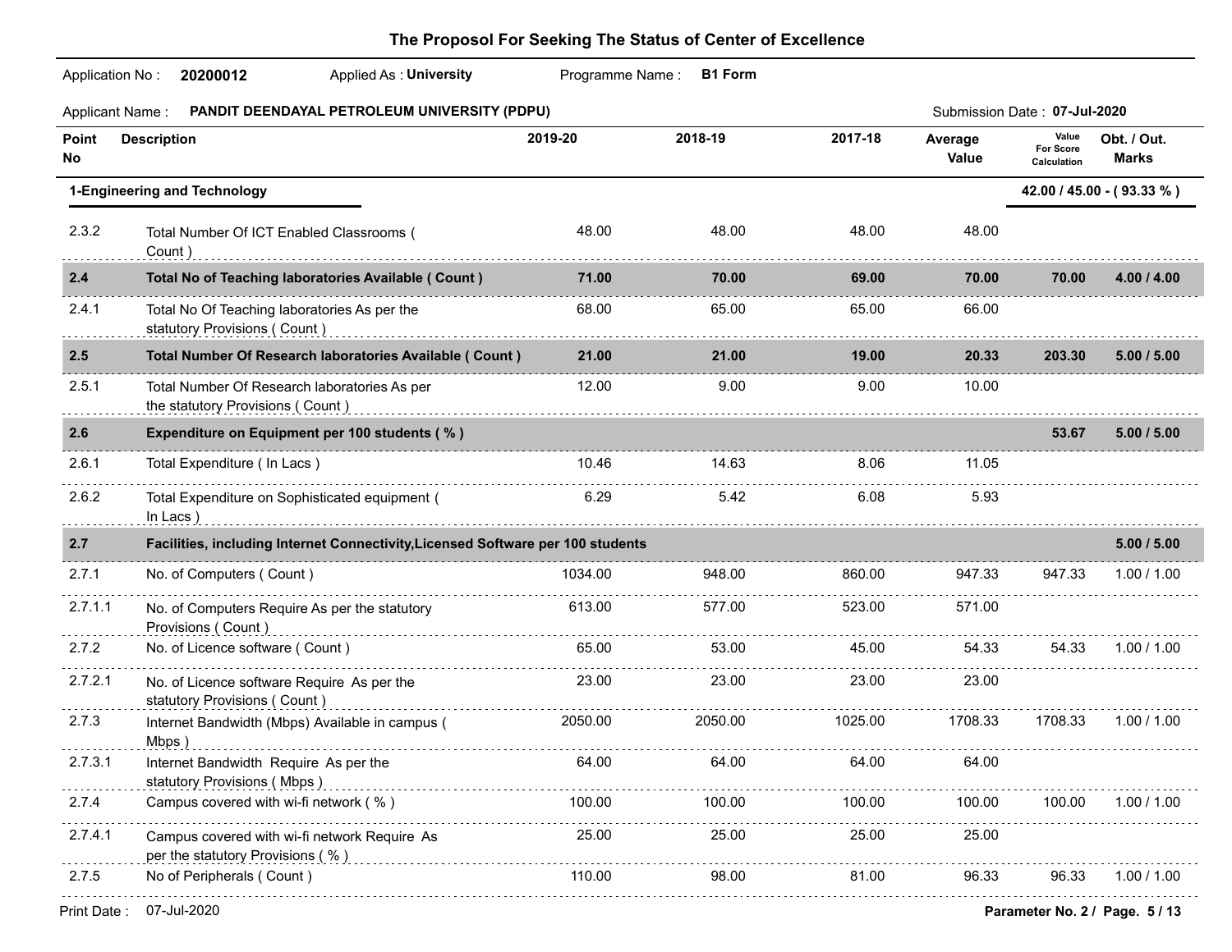## The Proposol For Seeking The Status of Center of Excellence

Application No : **20200012** Applied As : **University** Programme Name : **B1 Form**

Applicant Name : **PANDIT DEENDAYAL PETROLEUM UNIVERSITY (PDPU)** Submission Date : **07-Jul-2020**

| Point No | Description | 2019-20 | 2018-19 | 2017-18 | Average Value | Value For Score Calculation | Obt. / Out. Marks |
|---|---|---|---|---|---|---|---|
| **1-Engineering and Technology** | | | | | | | **42.00 / 45.00 - ( 93.33 % )** |
| 2.3.2 | Total Number Of ICT Enabled Classrooms ( Count ) | 48.00 | 48.00 | 48.00 | 48.00 | | |
| **2.4** | **Total No of Teaching laboratories Available ( Count )** | **71.00** | **70.00** | **69.00** | **70.00** | **70.00** | **4.00 / 4.00** |
| 2.4.1 | Total No Of Teaching laboratories As per the statutory Provisions ( Count ) | 68.00 | 65.00 | 65.00 | 66.00 | | |
| **2.5** | **Total Number Of Research laboratories Available ( Count )** | **21.00** | **21.00** | **19.00** | **20.33** | **203.30** | **5.00 / 5.00** |
| 2.5.1 | Total Number Of Research laboratories As per the statutory Provisions ( Count ) | 12.00 | 9.00 | 9.00 | 10.00 | | |
| **2.6** | **Expenditure on Equipment per 100 students ( % )** | | | | | **53.67** | **5.00 / 5.00** |
| 2.6.1 | Total Expenditure ( In Lacs ) | 10.46 | 14.63 | 8.06 | 11.05 | | |
| 2.6.2 | Total Expenditure on Sophisticated equipment ( In Lacs ) | 6.29 | 5.42 | 6.08 | 5.93 | | |
| **2.7** | **Facilities, including Internet Connectivity,Licensed Software per 100 students** | | | | | | **5.00 / 5.00** |
| 2.7.1 | No. of Computers ( Count ) | 1034.00 | 948.00 | 860.00 | 947.33 | 947.33 | 1.00 / 1.00 |
| 2.7.1.1 | No. of Computers Require As per the statutory Provisions ( Count ) | 613.00 | 577.00 | 523.00 | 571.00 | | |
| 2.7.2 | No. of Licence software ( Count ) | 65.00 | 53.00 | 45.00 | 54.33 | 54.33 | 1.00 / 1.00 |
| 2.7.2.1 | No. of Licence software Require As per the statutory Provisions ( Count ) | 23.00 | 23.00 | 23.00 | 23.00 | | |
| 2.7.3 | Internet Bandwidth (Mbps) Available in campus ( Mbps ) | 2050.00 | 2050.00 | 1025.00 | 1708.33 | 1708.33 | 1.00 / 1.00 |
| 2.7.3.1 | Internet Bandwidth Require As per the statutory Provisions ( Mbps ) | 64.00 | 64.00 | 64.00 | 64.00 | | |
| 2.7.4 | Campus covered with wi-fi network ( % ) | 100.00 | 100.00 | 100.00 | 100.00 | 100.00 | 1.00 / 1.00 |
| 2.7.4.1 | Campus covered with wi-fi network Require As per the statutory Provisions ( % ) | 25.00 | 25.00 | 25.00 | 25.00 | | |
| 2.7.5 | No of Peripherals ( Count ) | 110.00 | 98.00 | 81.00 | 96.33 | 96.33 | 1.00 / 1.00 |

Print Date : 07-Jul-2020 Parameter No. 2 / Page. 5 / 13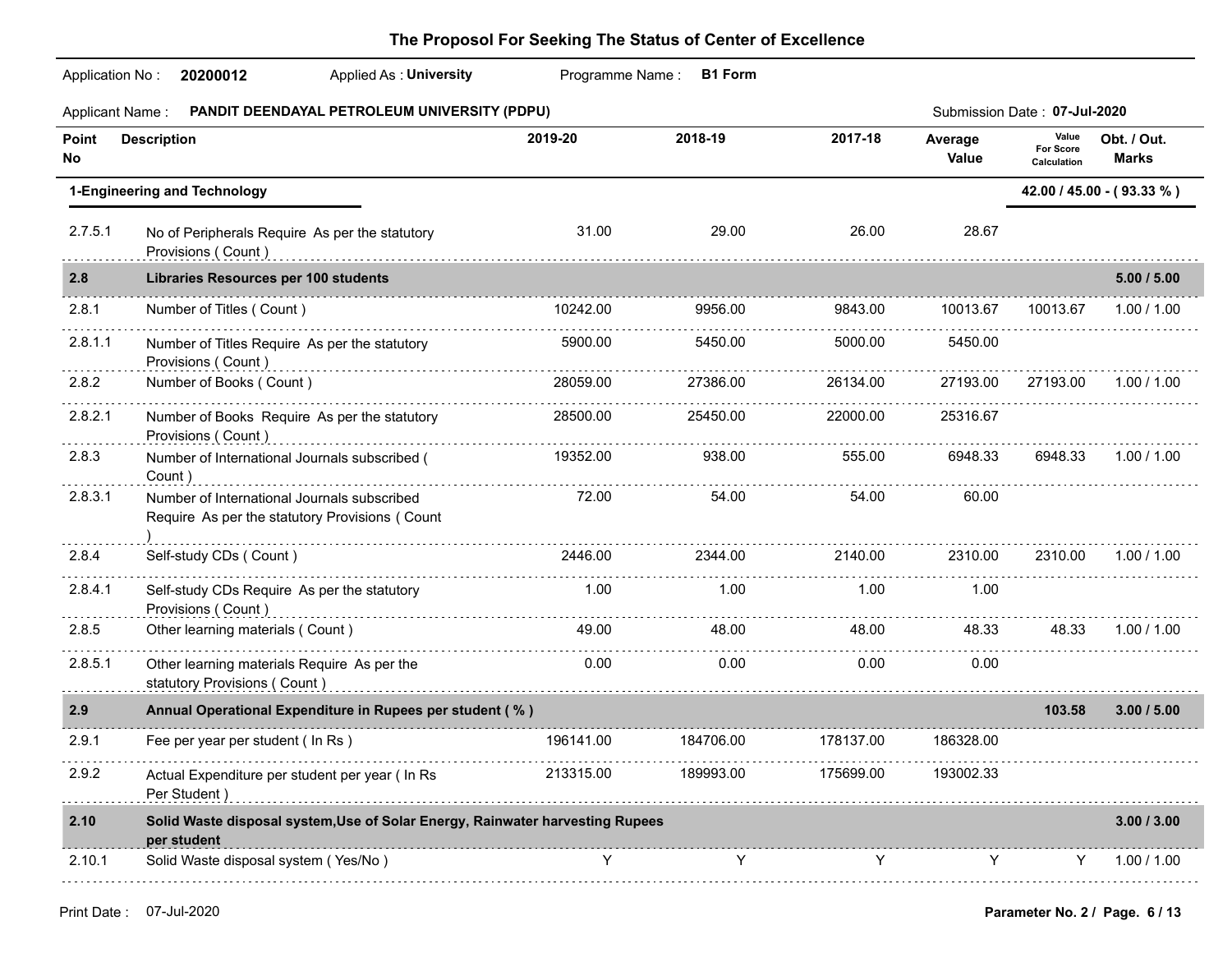## The Proposol For Seeking The Status of Center of Excellence

Application No : **20200012** Applied As : **University** Programme Name : **B1 Form**

Applicant Name : **PANDIT DEENDAYAL PETROLEUM UNIVERSITY (PDPU)** Submission Date : **07-Jul-2020**

| Point No | Description | 2019-20 | 2018-19 | 2017-18 | Average Value | Value For Score Calculation | Obt. / Out. Marks |
|---|---|---|---|---|---|---|---|
| **1-Engineering and Technology** | | | | | | | **42.00 / 45.00 - ( 93.33 % )** |
| 2.7.5.1 | No of Peripherals Require As per the statutory Provisions ( Count ) | 31.00 | 29.00 | 26.00 | 28.67 | | |
| **2.8** | **Libraries Resources per 100 students** | | | | | | **5.00 / 5.00** |
| 2.8.1 | Number of Titles ( Count ) | 10242.00 | 9956.00 | 9843.00 | 10013.67 | 10013.67 | 1.00 / 1.00 |
| 2.8.1.1 | Number of Titles Require As per the statutory Provisions ( Count ) | 5900.00 | 5450.00 | 5000.00 | 5450.00 | | |
| 2.8.2 | Number of Books ( Count ) | 28059.00 | 27386.00 | 26134.00 | 27193.00 | 27193.00 | 1.00 / 1.00 |
| 2.8.2.1 | Number of Books Require As per the statutory Provisions ( Count ) | 28500.00 | 25450.00 | 22000.00 | 25316.67 | | |
| 2.8.3 | Number of International Journals subscribed ( Count ) | 19352.00 | 938.00 | 555.00 | 6948.33 | 6948.33 | 1.00 / 1.00 |
| 2.8.3.1 | Number of International Journals subscribed Require As per the statutory Provisions ( Count ) | 72.00 | 54.00 | 54.00 | 60.00 | | |
| 2.8.4 | Self-study CDs ( Count ) | 2446.00 | 2344.00 | 2140.00 | 2310.00 | 2310.00 | 1.00 / 1.00 |
| 2.8.4.1 | Self-study CDs Require As per the statutory Provisions ( Count ) | 1.00 | 1.00 | 1.00 | 1.00 | | |
| 2.8.5 | Other learning materials ( Count ) | 49.00 | 48.00 | 48.00 | 48.33 | 48.33 | 1.00 / 1.00 |
| 2.8.5.1 | Other learning materials Require As per the statutory Provisions ( Count ) | 0.00 | 0.00 | 0.00 | 0.00 | | |
| **2.9** | **Annual Operational Expenditure in Rupees per student ( % )** | | | | | **103.58** | **3.00 / 5.00** |
| 2.9.1 | Fee per year per student ( In Rs ) | 196141.00 | 184706.00 | 178137.00 | 186328.00 | | |
| 2.9.2 | Actual Expenditure per student per year ( In Rs Per Student ) | 213315.00 | 189993.00 | 175699.00 | 193002.33 | | |
| **2.10** | **Solid Waste disposal system,Use of Solar Energy, Rainwater harvesting Rupees per student** | | | | | | **3.00 / 3.00** |
| 2.10.1 | Solid Waste disposal system ( Yes/No ) | Y | Y | Y | Y | Y | 1.00 / 1.00 |

Print Date : 07-Jul-2020

Parameter No. 2 / Page. 6 / 13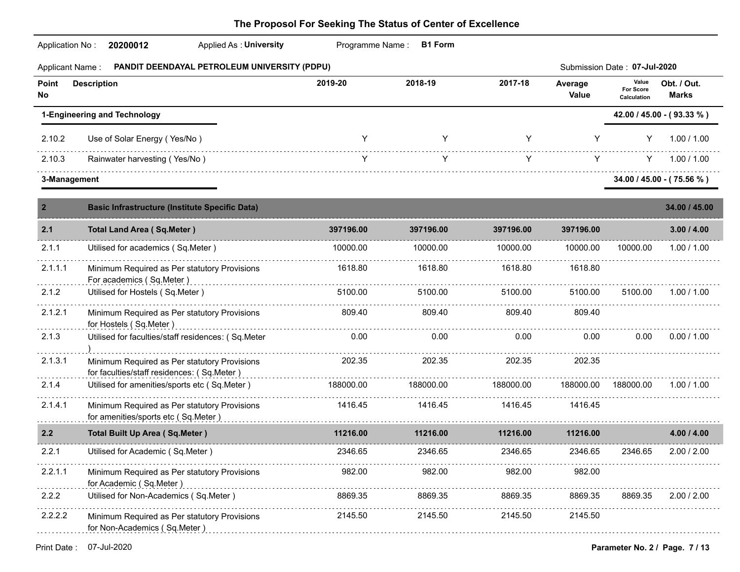# The Proposol For Seeking The Status of Center of Excellence

Application No : **20200012** Applied As : **University** Programme Name : **B1 Form**

Applicant Name : **PANDIT DEENDAYAL PETROLEUM UNIVERSITY (PDPU)** Submission Date : **07-Jul-2020**

| Point No | Description | 2019-20 | 2018-19 | 2017-18 | Average Value | Value For Score Calculation | Obt. / Out. Marks |
|---|---|---|---|---|---|---|---|
| **1-Engineering and Technology** | | | | | | | **42.00 / 45.00 - ( 93.33 % )** |
| 2.10.2 | Use of Solar Energy ( Yes/No ) | Y | Y | Y | Y | Y | 1.00 / 1.00 |
| 2.10.3 | Rainwater harvesting ( Yes/No ) | Y | Y | Y | Y | Y | 1.00 / 1.00 |
| **3-Management** | | | | | | | **34.00 / 45.00 - ( 75.56 % )** |
| **2** | **Basic Infrastructure (Institute Specific Data)** | | | | | | **34.00 / 45.00** |
| **2.1** | **Total Land Area ( Sq.Meter )** | **397196.00** | **397196.00** | **397196.00** | **397196.00** | | **3.00 / 4.00** |
| 2.1.1 | Utilised for academics ( Sq.Meter ) | 10000.00 | 10000.00 | 10000.00 | 10000.00 | 10000.00 | 1.00 / 1.00 |
| 2.1.1.1 | Minimum Required as Per statutory Provisions For academics ( Sq.Meter ) | 1618.80 | 1618.80 | 1618.80 | 1618.80 | | |
| 2.1.2 | Utilised for Hostels ( Sq.Meter ) | 5100.00 | 5100.00 | 5100.00 | 5100.00 | 5100.00 | 1.00 / 1.00 |
| 2.1.2.1 | Minimum Required as Per statutory Provisions for Hostels ( Sq.Meter ) | 809.40 | 809.40 | 809.40 | 809.40 | | |
| 2.1.3 | Utilised for faculties/staff residences: ( Sq.Meter ) | 0.00 | 0.00 | 0.00 | 0.00 | 0.00 | 0.00 / 1.00 |
| 2.1.3.1 | Minimum Required as Per statutory Provisions for faculties/staff residences: ( Sq.Meter ) | 202.35 | 202.35 | 202.35 | 202.35 | | |
| 2.1.4 | Utilised for amenities/sports etc ( Sq.Meter ) | 188000.00 | 188000.00 | 188000.00 | 188000.00 | 188000.00 | 1.00 / 1.00 |
| 2.1.4.1 | Minimum Required as Per statutory Provisions for amenities/sports etc ( Sq.Meter ) | 1416.45 | 1416.45 | 1416.45 | 1416.45 | | |
| **2.2** | **Total Built Up Area ( Sq.Meter )** | **11216.00** | **11216.00** | **11216.00** | **11216.00** | | **4.00 / 4.00** |
| 2.2.1 | Utilised for Academic ( Sq.Meter ) | 2346.65 | 2346.65 | 2346.65 | 2346.65 | 2346.65 | 2.00 / 2.00 |
| 2.2.1.1 | Minimum Required as Per statutory Provisions for Academic ( Sq.Meter ) | 982.00 | 982.00 | 982.00 | 982.00 | | |
| 2.2.2 | Utilised for Non-Academics ( Sq.Meter ) | 8869.35 | 8869.35 | 8869.35 | 8869.35 | 8869.35 | 2.00 / 2.00 |
| 2.2.2.2 | Minimum Required as Per statutory Provisions for Non-Academics ( Sq.Meter ) | 2145.50 | 2145.50 | 2145.50 | 2145.50 | | |

Print Date : 07-Jul-2020 **Parameter No. 2 / Page. 7 / 13**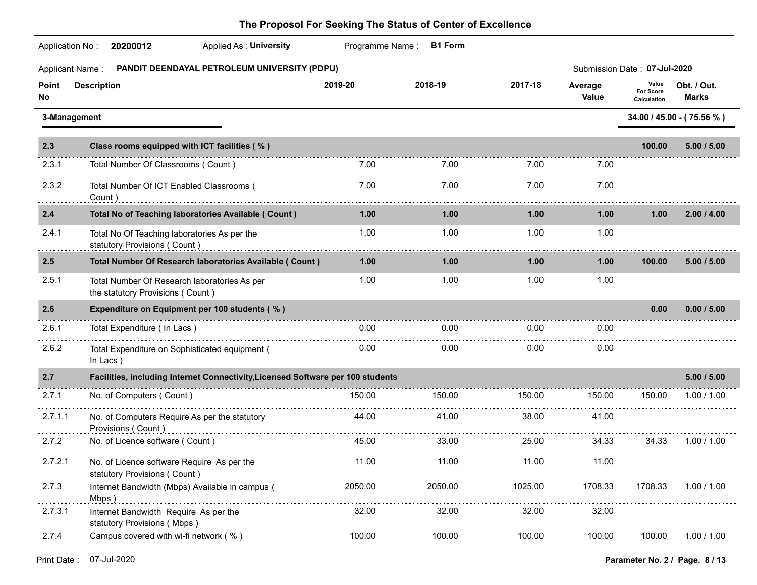# The Proposol For Seeking The Status of Center of Excellence

Application No : **20200012** Applied As : **University** Programme Name : **B1 Form**

Applicant Name : **PANDIT DEENDAYAL PETROLEUM UNIVERSITY (PDPU)** Submission Date : **07-Jul-2020**

| Point No | Description | 2019-20 | 2018-19 | 2017-18 | Average Value | Value For Score Calculation | Obt. / Out. Marks |
|---|---|---|---|---|---|---|---|
| **3-Management** | | | | | | | **34.00 / 45.00 - ( 75.56 % )** |
| **2.3** | **Class rooms equipped with ICT facilities ( % )** | | | | | **100.00** | **5.00 / 5.00** |
| 2.3.1 | Total Number Of Classrooms ( Count ) | 7.00 | 7.00 | 7.00 | 7.00 | | |
| 2.3.2 | Total Number Of ICT Enabled Classrooms ( Count ) | 7.00 | 7.00 | 7.00 | 7.00 | | |
| **2.4** | **Total No of Teaching laboratories Available ( Count )** | **1.00** | **1.00** | **1.00** | **1.00** | **1.00** | **2.00 / 4.00** |
| 2.4.1 | Total No Of Teaching laboratories As per the statutory Provisions ( Count ) | 1.00 | 1.00 | 1.00 | 1.00 | | |
| **2.5** | **Total Number Of Research laboratories Available ( Count )** | **1.00** | **1.00** | **1.00** | **1.00** | **100.00** | **5.00 / 5.00** |
| 2.5.1 | Total Number Of Research laboratories As per the statutory Provisions ( Count ) | 1.00 | 1.00 | 1.00 | 1.00 | | |
| **2.6** | **Expenditure on Equipment per 100 students ( % )** | | | | | **0.00** | **0.00 / 5.00** |
| 2.6.1 | Total Expenditure ( In Lacs ) | 0.00 | 0.00 | 0.00 | 0.00 | | |
| 2.6.2 | Total Expenditure on Sophisticated equipment ( In Lacs ) | 0.00 | 0.00 | 0.00 | 0.00 | | |
| **2.7** | **Facilities, including Internet Connectivity,Licensed Software per 100 students** | | | | | | **5.00 / 5.00** |
| 2.7.1 | No. of Computers ( Count ) | 150.00 | 150.00 | 150.00 | 150.00 | 150.00 | 1.00 / 1.00 |
| 2.7.1.1 | No. of Computers Require As per the statutory Provisions ( Count ) | 44.00 | 41.00 | 38.00 | 41.00 | | |
| 2.7.2 | No. of Licence software ( Count ) | 45.00 | 33.00 | 25.00 | 34.33 | 34.33 | 1.00 / 1.00 |
| 2.7.2.1 | No. of Licence software Require As per the statutory Provisions ( Count ) | 11.00 | 11.00 | 11.00 | 11.00 | | |
| 2.7.3 | Internet Bandwidth (Mbps) Available in campus ( Mbps ) | 2050.00 | 2050.00 | 1025.00 | 1708.33 | 1708.33 | 1.00 / 1.00 |
| 2.7.3.1 | Internet Bandwidth Require As per the statutory Provisions ( Mbps ) | 32.00 | 32.00 | 32.00 | 32.00 | | |
| 2.7.4 | Campus covered with wi-fi network ( % ) | 100.00 | 100.00 | 100.00 | 100.00 | 100.00 | 1.00 / 1.00 |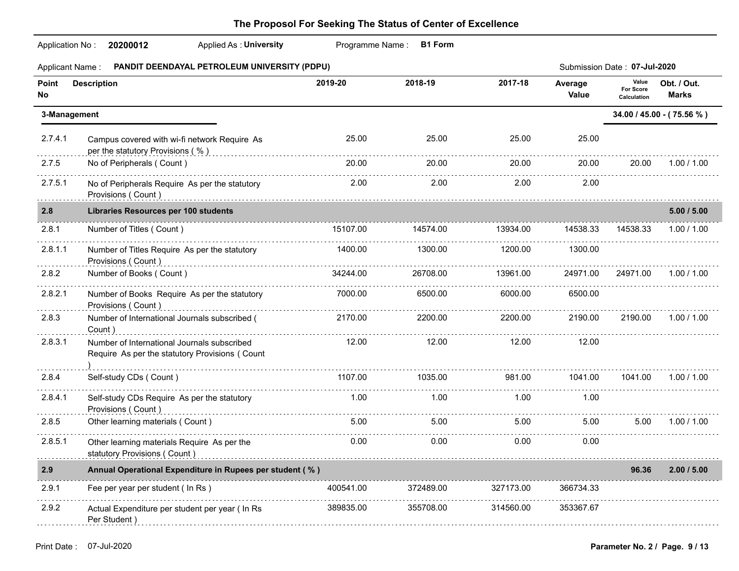# The Proposol For Seeking The Status of Center of Excellence

Application No : **20200012** Applied As : **University** Programme Name : **B1 Form**

Applicant Name : **PANDIT DEENDAYAL PETROLEUM UNIVERSITY (PDPU)** Submission Date : **07-Jul-2020**

| Point No | Description | 2019-20 | 2018-19 | 2017-18 | Average Value | Value For Score Calculation | Obt. / Out. Marks |
|---|---|---|---|---|---|---|---|
| **3-Management** | | | | | | | **34.00 / 45.00 - ( 75.56 % )** |
| 2.7.4.1 | Campus covered with wi-fi network Require As per the statutory Provisions ( % ) | 25.00 | 25.00 | 25.00 | 25.00 | | |
| 2.7.5 | No of Peripherals ( Count ) | 20.00 | 20.00 | 20.00 | 20.00 | 20.00 | 1.00 / 1.00 |
| 2.7.5.1 | No of Peripherals Require As per the statutory Provisions ( Count ) | 2.00 | 2.00 | 2.00 | 2.00 | | |
| **2.8** | **Libraries Resources per 100 students** | | | | | | **5.00 / 5.00** |
| 2.8.1 | Number of Titles ( Count ) | 15107.00 | 14574.00 | 13934.00 | 14538.33 | 14538.33 | 1.00 / 1.00 |
| 2.8.1.1 | Number of Titles Require As per the statutory Provisions ( Count ) | 1400.00 | 1300.00 | 1200.00 | 1300.00 | | |
| 2.8.2 | Number of Books ( Count ) | 34244.00 | 26708.00 | 13961.00 | 24971.00 | 24971.00 | 1.00 / 1.00 |
| 2.8.2.1 | Number of Books Require As per the statutory Provisions ( Count ) | 7000.00 | 6500.00 | 6000.00 | 6500.00 | | |
| 2.8.3 | Number of International Journals subscribed ( Count ) | 2170.00 | 2200.00 | 2200.00 | 2190.00 | 2190.00 | 1.00 / 1.00 |
| 2.8.3.1 | Number of International Journals subscribed Require As per the statutory Provisions ( Count ) | 12.00 | 12.00 | 12.00 | 12.00 | | |
| 2.8.4 | Self-study CDs ( Count ) | 1107.00 | 1035.00 | 981.00 | 1041.00 | 1041.00 | 1.00 / 1.00 |
| 2.8.4.1 | Self-study CDs Require As per the statutory Provisions ( Count ) | 1.00 | 1.00 | 1.00 | 1.00 | | |
| 2.8.5 | Other learning materials ( Count ) | 5.00 | 5.00 | 5.00 | 5.00 | 5.00 | 1.00 / 1.00 |
| 2.8.5.1 | Other learning materials Require As per the statutory Provisions ( Count ) | 0.00 | 0.00 | 0.00 | 0.00 | | |
| **2.9** | **Annual Operational Expenditure in Rupees per student ( % )** | | | | | **96.36** | **2.00 / 5.00** |
| 2.9.1 | Fee per year per student ( In Rs ) | 400541.00 | 372489.00 | 327173.00 | 366734.33 | | |
| 2.9.2 | Actual Expenditure per student per year ( In Rs Per Student ) | 389835.00 | 355708.00 | 314560.00 | 353367.67 | | |

Print Date : 07-Jul-2020 Parameter No. 2 / Page. 9 / 13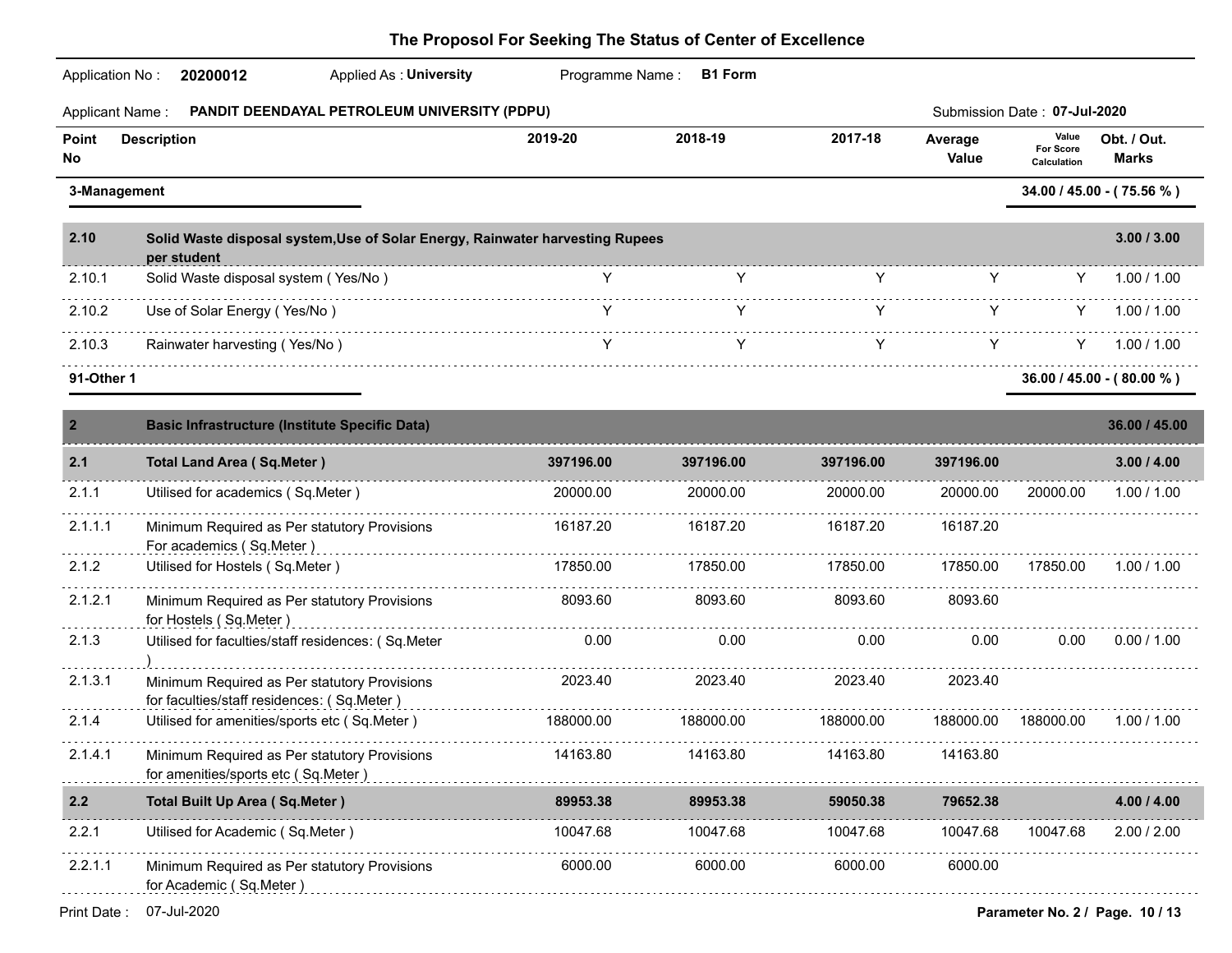# The Proposol For Seeking The Status of Center of Excellence

Application No : **20200012** Applied As : **University** Programme Name : **B1 Form**

Applicant Name : **PANDIT DEENDAYAL PETROLEUM UNIVERSITY (PDPU)** Submission Date : **07-Jul-2020**

| Point No | Description | 2019-20 | 2018-19 | 2017-18 | Average Value | Value For Score Calculation | Obt. / Out. Marks |
|---|---|---|---|---|---|---|---|
| **3-Management** | | | | | | | **34.00 / 45.00 - ( 75.56 % )** |
| **2.10** | **Solid Waste disposal system,Use of Solar Energy, Rainwater harvesting Rupees per student** | | | | | | **3.00 / 3.00** |
| 2.10.1 | Solid Waste disposal system ( Yes/No ) | Y | Y | Y | Y | Y | 1.00 / 1.00 |
| 2.10.2 | Use of Solar Energy ( Yes/No ) | Y | Y | Y | Y | Y | 1.00 / 1.00 |
| 2.10.3 | Rainwater harvesting ( Yes/No ) | Y | Y | Y | Y | Y | 1.00 / 1.00 |
| **91-Other 1** | | | | | | | **36.00 / 45.00 - ( 80.00 % )** |
| **2** | **Basic Infrastructure (Institute Specific Data)** | | | | | | **36.00 / 45.00** |
| **2.1** | **Total Land Area ( Sq.Meter )** | **397196.00** | **397196.00** | **397196.00** | **397196.00** | | **3.00 / 4.00** |
| 2.1.1 | Utilised for academics ( Sq.Meter ) | 20000.00 | 20000.00 | 20000.00 | 20000.00 | 20000.00 | 1.00 / 1.00 |
| 2.1.1.1 | Minimum Required as Per statutory Provisions For academics ( Sq.Meter ) | 16187.20 | 16187.20 | 16187.20 | 16187.20 | | |
| 2.1.2 | Utilised for Hostels ( Sq.Meter ) | 17850.00 | 17850.00 | 17850.00 | 17850.00 | 17850.00 | 1.00 / 1.00 |
| 2.1.2.1 | Minimum Required as Per statutory Provisions for Hostels ( Sq.Meter ) | 8093.60 | 8093.60 | 8093.60 | 8093.60 | | |
| 2.1.3 | Utilised for faculties/staff residences: ( Sq.Meter ) | 0.00 | 0.00 | 0.00 | 0.00 | 0.00 | 0.00 / 1.00 |
| 2.1.3.1 | Minimum Required as Per statutory Provisions for faculties/staff residences: ( Sq.Meter ) | 2023.40 | 2023.40 | 2023.40 | 2023.40 | | |
| 2.1.4 | Utilised for amenities/sports etc ( Sq.Meter ) | 188000.00 | 188000.00 | 188000.00 | 188000.00 | 188000.00 | 1.00 / 1.00 |
| 2.1.4.1 | Minimum Required as Per statutory Provisions for amenities/sports etc ( Sq.Meter ) | 14163.80 | 14163.80 | 14163.80 | 14163.80 | | |
| **2.2** | **Total Built Up Area ( Sq.Meter )** | **89953.38** | **89953.38** | **59050.38** | **79652.38** | | **4.00 / 4.00** |
| 2.2.1 | Utilised for Academic ( Sq.Meter ) | 10047.68 | 10047.68 | 10047.68 | 10047.68 | 10047.68 | 2.00 / 2.00 |
| 2.2.1.1 | Minimum Required as Per statutory Provisions for Academic ( Sq.Meter ) | 6000.00 | 6000.00 | 6000.00 | 6000.00 | | |

Print Date : 07-Jul-2020 Parameter No. 2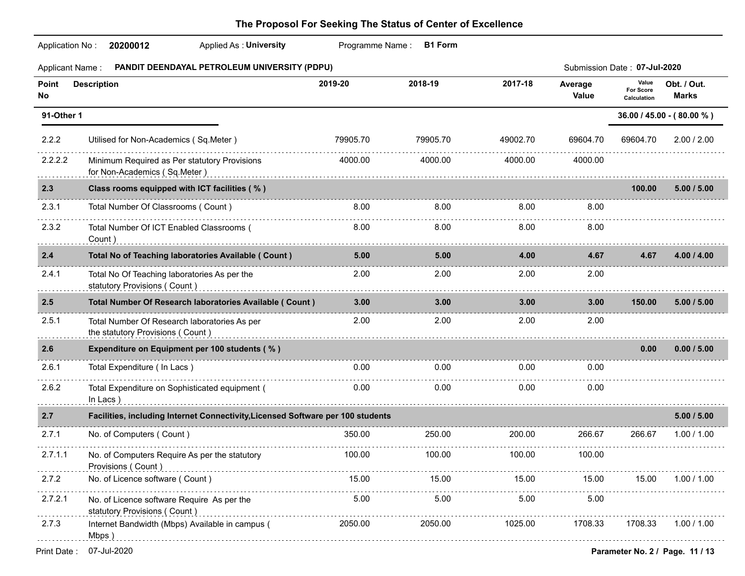## The Proposol For Seeking The Status of Center of Excellence

Application No : **20200012** Applied As : **University** Programme Name : **B1 Form**

Applicant Name : **PANDIT DEENDAYAL PETROLEUM UNIVERSITY (PDPU)** Submission Date : **07-Jul-2020**

| Point No | Description | 2019-20 | 2018-19 | 2017-18 | Average Value | Value For Score Calculation | Obt. / Out. Marks |
|---|---|---|---|---|---|---|---|
| **91-Other 1** | | | | | | | **36.00 / 45.00 - ( 80.00 % )** |
| 2.2.2 | Utilised for Non-Academics ( Sq.Meter ) | 79905.70 | 79905.70 | 49002.70 | 69604.70 | 69604.70 | 2.00 / 2.00 |
| 2.2.2.2 | Minimum Required as Per statutory Provisions for Non-Academics ( Sq.Meter ) | 4000.00 | 4000.00 | 4000.00 | 4000.00 | | |
| **2.3** | **Class rooms equipped with ICT facilities ( % )** | | | | | **100.00** | **5.00 / 5.00** |
| 2.3.1 | Total Number Of Classrooms ( Count ) | 8.00 | 8.00 | 8.00 | 8.00 | | |
| 2.3.2 | Total Number Of ICT Enabled Classrooms ( Count ) | 8.00 | 8.00 | 8.00 | 8.00 | | |
| **2.4** | **Total No of Teaching laboratories Available ( Count )** | **5.00** | **5.00** | **4.00** | **4.67** | **4.67** | **4.00 / 4.00** |
| 2.4.1 | Total No Of Teaching laboratories As per the statutory Provisions ( Count ) | 2.00 | 2.00 | 2.00 | 2.00 | | |
| **2.5** | **Total Number Of Research laboratories Available ( Count )** | **3.00** | **3.00** | **3.00** | **3.00** | **150.00** | **5.00 / 5.00** |
| 2.5.1 | Total Number Of Research laboratories As per the statutory Provisions ( Count ) | 2.00 | 2.00 | 2.00 | 2.00 | | |
| **2.6** | **Expenditure on Equipment per 100 students ( % )** | | | | | **0.00** | **0.00 / 5.00** |
| 2.6.1 | Total Expenditure ( In Lacs ) | 0.00 | 0.00 | 0.00 | 0.00 | | |
| 2.6.2 | Total Expenditure on Sophisticated equipment ( In Lacs ) | 0.00 | 0.00 | 0.00 | 0.00 | | |
| **2.7** | **Facilities, including Internet Connectivity,Licensed Software per 100 students** | | | | | | **5.00 / 5.00** |
| 2.7.1 | No. of Computers ( Count ) | 350.00 | 250.00 | 200.00 | 266.67 | 266.67 | 1.00 / 1.00 |
| 2.7.1.1 | No. of Computers Require As per the statutory Provisions ( Count ) | 100.00 | 100.00 | 100.00 | 100.00 | | |
| 2.7.2 | No. of Licence software ( Count ) | 15.00 | 15.00 | 15.00 | 15.00 | 15.00 | 1.00 / 1.00 |
| 2.7.2.1 | No. of Licence software Require As per the statutory Provisions ( Count ) | 5.00 | 5.00 | 5.00 | 5.00 | | |
| 2.7.3 | Internet Bandwidth (Mbps) Available in campus ( Mbps ) | 2050.00 | 2050.00 | 1025.00 | 1708.33 | 1708.33 | 1.00 / 1.00 |

Print Date : 07-Jul-2020

Parameter No. 2 / Page. 11 / 13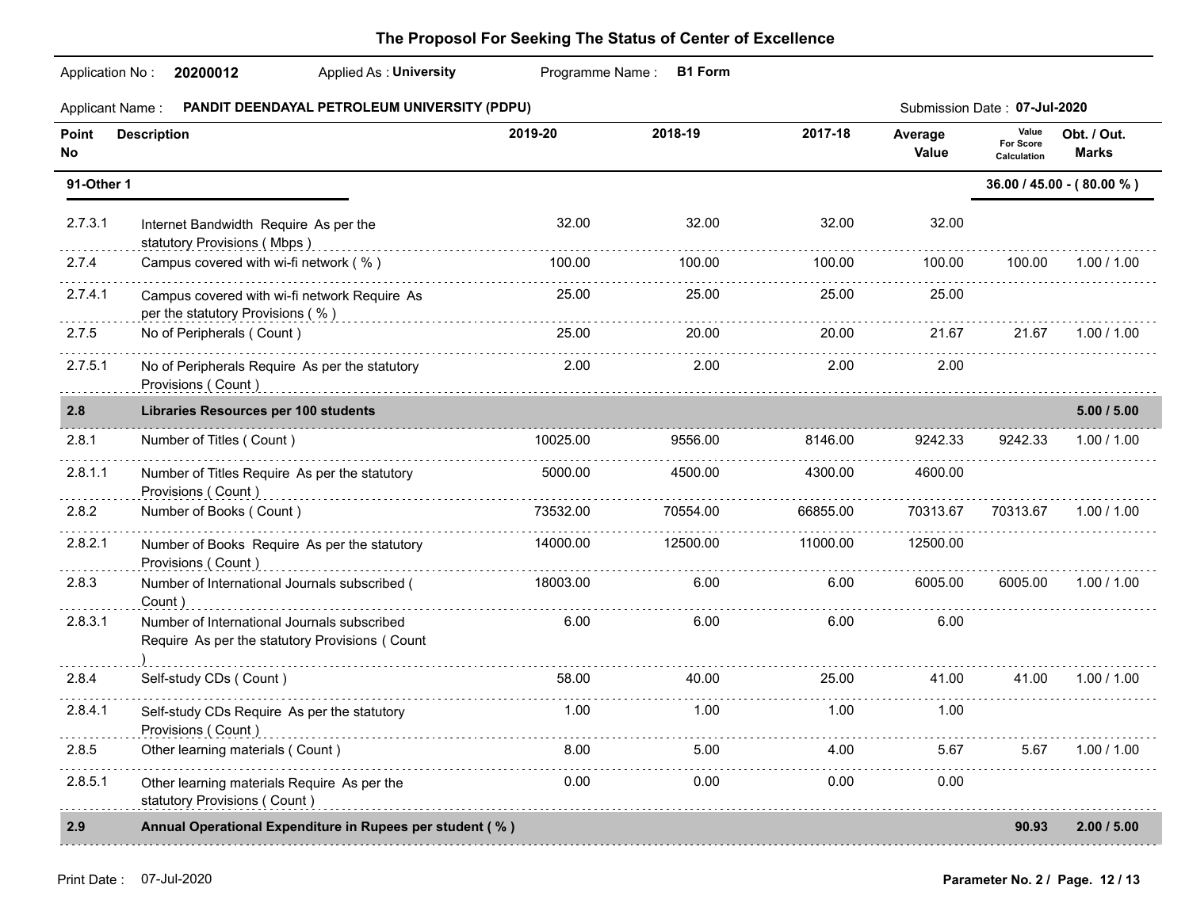## The Proposol For Seeking The Status of Center of Excellence

Application No : **20200012** Applied As : **University** Programme Name : **B1 Form**

Applicant Name : **PANDIT DEENDAYAL PETROLEUM UNIVERSITY (PDPU)** Submission Date : **07-Jul-2020**

| Point No | Description | 2019-20 | 2018-19 | 2017-18 | Average Value | Value For Score Calculation | Obt. / Out. Marks |
|---|---|---|---|---|---|---|---|
| **91-Other 1** | | | | | | | **36.00 / 45.00 - ( 80.00 % )** |
| 2.7.3.1 | Internet Bandwidth Require As per the statutory Provisions ( Mbps ) | 32.00 | 32.00 | 32.00 | 32.00 | | |
| 2.7.4 | Campus covered with wi-fi network ( % ) | 100.00 | 100.00 | 100.00 | 100.00 | 100.00 | 1.00 / 1.00 |
| 2.7.4.1 | Campus covered with wi-fi network Require As per the statutory Provisions ( % ) | 25.00 | 25.00 | 25.00 | 25.00 | | |
| 2.7.5 | No of Peripherals ( Count ) | 25.00 | 20.00 | 20.00 | 21.67 | 21.67 | 1.00 / 1.00 |
| 2.7.5.1 | No of Peripherals Require As per the statutory Provisions ( Count ) | 2.00 | 2.00 | 2.00 | 2.00 | | |
| **2.8** | **Libraries Resources per 100 students** | | | | | | **5.00 / 5.00** |
| 2.8.1 | Number of Titles ( Count ) | 10025.00 | 9556.00 | 8146.00 | 9242.33 | 9242.33 | 1.00 / 1.00 |
| 2.8.1.1 | Number of Titles Require As per the statutory Provisions ( Count ) | 5000.00 | 4500.00 | 4300.00 | 4600.00 | | |
| 2.8.2 | Number of Books ( Count ) | 73532.00 | 70554.00 | 66855.00 | 70313.67 | 70313.67 | 1.00 / 1.00 |
| 2.8.2.1 | Number of Books Require As per the statutory Provisions ( Count ) | 14000.00 | 12500.00 | 11000.00 | 12500.00 | | |
| 2.8.3 | Number of International Journals subscribed ( Count ) | 18003.00 | 6.00 | 6.00 | 6005.00 | 6005.00 | 1.00 / 1.00 |
| 2.8.3.1 | Number of International Journals subscribed Require As per the statutory Provisions ( Count ) | 6.00 | 6.00 | 6.00 | 6.00 | | |
| 2.8.4 | Self-study CDs ( Count ) | 58.00 | 40.00 | 25.00 | 41.00 | 41.00 | 1.00 / 1.00 |
| 2.8.4.1 | Self-study CDs Require As per the statutory Provisions ( Count ) | 1.00 | 1.00 | 1.00 | 1.00 | | |
| 2.8.5 | Other learning materials ( Count ) | 8.00 | 5.00 | 4.00 | 5.67 | 5.67 | 1.00 / 1.00 |
| 2.8.5.1 | Other learning materials Require As per the statutory Provisions ( Count ) | 0.00 | 0.00 | 0.00 | 0.00 | | |
| **2.9** | **Annual Operational Expenditure in Rupees per student ( % )** | | | | | **90.93** | **2.00 / 5.00** |

Print Date : 07-Jul-2020

Parameter No. 2 / Page. 12 / 13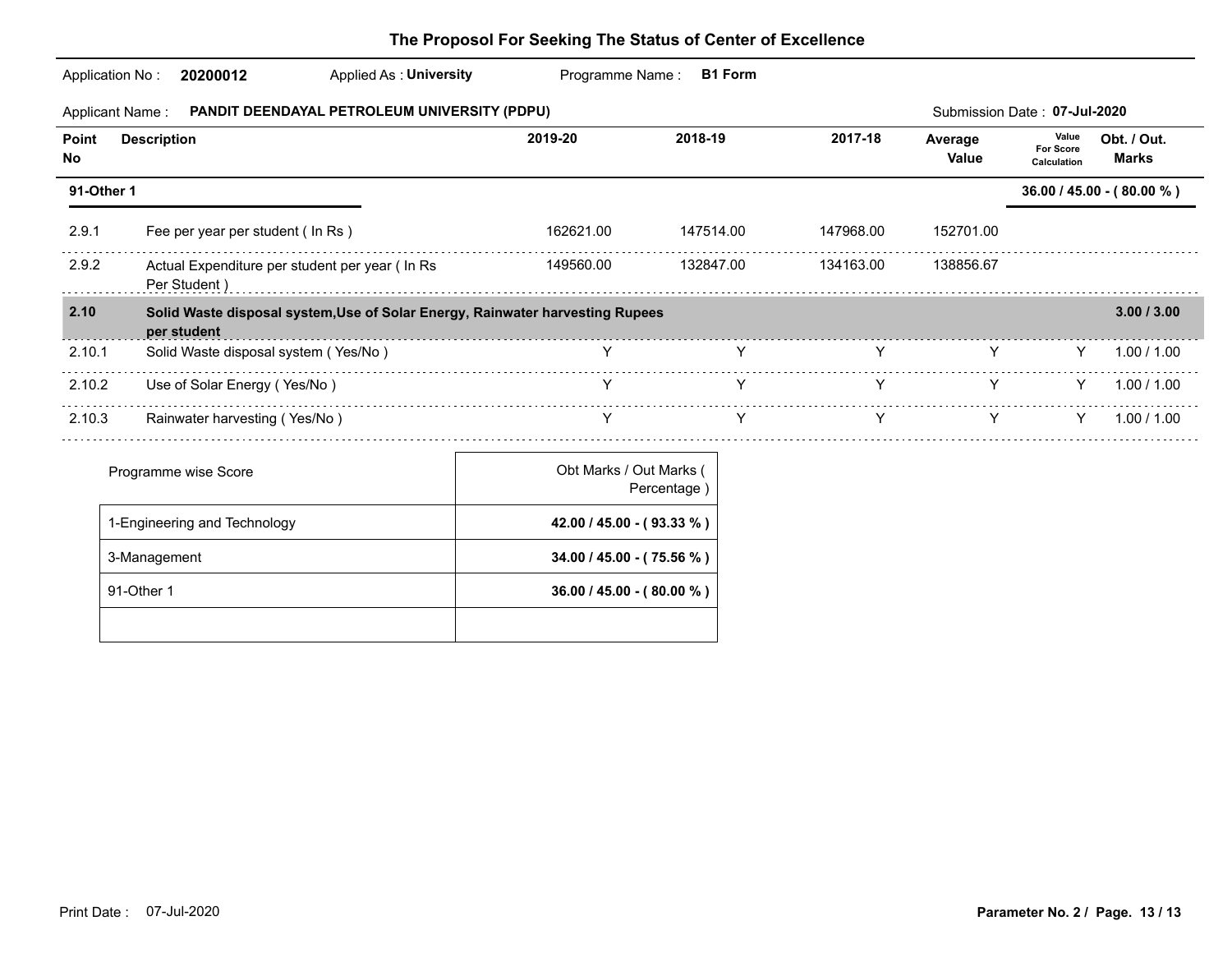# The Proposol For Seeking The Status of Center of Excellence

Application No : **20200012** Applied As : **University** Programme Name : **B1 Form**

Applicant Name : **PANDIT DEENDAYAL PETROLEUM UNIVERSITY (PDPU)** Submission Date : **07-Jul-2020**

| Point No | Description | 2019-20 | 2018-19 | 2017-18 | Average Value | Value For Score Calculation | Obt. / Out. Marks |
|---|---|---|---|---|---|---|---|
| **91-Other 1** | | | | | | | **36.00 / 45.00 - ( 80.00 % )** |
| 2.9.1 | Fee per year per student ( In Rs ) | 162621.00 | 147514.00 | 147968.00 | 152701.00 | | |
| 2.9.2 | Actual Expenditure per student per year ( In Rs Per Student ) | 149560.00 | 132847.00 | 134163.00 | 138856.67 | | |
| **2.10** | **Solid Waste disposal system,Use of Solar Energy, Rainwater harvesting Rupees per student** | | | | | | **3.00 / 3.00** |
| 2.10.1 | Solid Waste disposal system ( Yes/No ) | Y | Y | Y | Y | Y | 1.00 / 1.00 |
| 2.10.2 | Use of Solar Energy ( Yes/No ) | Y | Y | Y | Y | Y | 1.00 / 1.00 |
| 2.10.3 | Rainwater harvesting ( Yes/No ) | Y | Y | Y | Y | Y | 1.00 / 1.00 |

| Programme wise Score | Obt Marks / Out Marks ( Percentage ) |
|---|---|
| 1-Engineering and Technology | **42.00 / 45.00 - ( 93.33 % )** |
| 3-Management | **34.00 / 45.00 - ( 75.56 % )** |
| 91-Other 1 | **36.00 / 45.00 - ( 80.00 % )** |
| | |

Print Date : 07-Jul-2020

**Parameter No. 2 / Page. 13 / 13**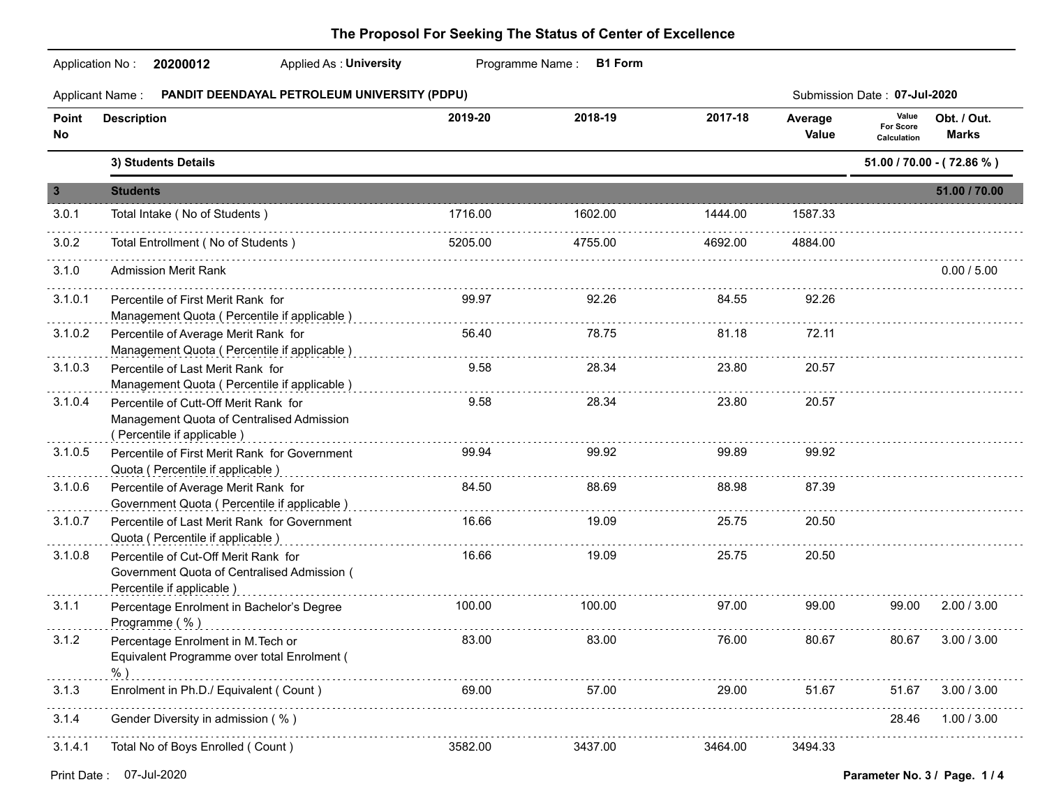# The Proposol For Seeking The Status of Center of Excellence

Application No : **20200012** Applied As : **University** Programme Name : **B1 Form**

Applicant Name : **PANDIT DEENDAYAL PETROLEUM UNIVERSITY (PDPU)** Submission Date : **07-Jul-2020**

| Point No | Description | 2019-20 | 2018-19 | 2017-18 | Average Value | Value For Score Calculation | Obt. / Out. Marks |
|---|---|---|---|---|---|---|---|
| | **3) Students Details** | | | | | | **51.00 / 70.00 - ( 72.86 % )** |
| **3** | **Students** | | | | | | **51.00 / 70.00** |
| 3.0.1 | Total Intake ( No of Students ) | 1716.00 | 1602.00 | 1444.00 | 1587.33 | | |
| 3.0.2 | Total Entrollment ( No of Students ) | 5205.00 | 4755.00 | 4692.00 | 4884.00 | | |
| 3.1.0 | Admission Merit Rank | | | | | | 0.00 / 5.00 |
| 3.1.0.1 | Percentile of First Merit Rank for Management Quota ( Percentile if applicable ) | 99.97 | 92.26 | 84.55 | 92.26 | | |
| 3.1.0.2 | Percentile of Average Merit Rank for Management Quota ( Percentile if applicable ) | 56.40 | 78.75 | 81.18 | 72.11 | | |
| 3.1.0.3 | Percentile of Last Merit Rank for Management Quota ( Percentile if applicable ) | 9.58 | 28.34 | 23.80 | 20.57 | | |
| 3.1.0.4 | Percentile of Cutt-Off Merit Rank for Management Quota of Centralised Admission ( Percentile if applicable ) | 9.58 | 28.34 | 23.80 | 20.57 | | |
| 3.1.0.5 | Percentile of First Merit Rank for Government Quota ( Percentile if applicable ) | 99.94 | 99.92 | 99.89 | 99.92 | | |
| 3.1.0.6 | Percentile of Average Merit Rank for Government Quota ( Percentile if applicable ) | 84.50 | 88.69 | 88.98 | 87.39 | | |
| 3.1.0.7 | Percentile of Last Merit Rank for Government Quota ( Percentile if applicable ) | 16.66 | 19.09 | 25.75 | 20.50 | | |
| 3.1.0.8 | Percentile of Cut-Off Merit Rank for Government Quota of Centralised Admission ( Percentile if applicable ) | 16.66 | 19.09 | 25.75 | 20.50 | | |
| 3.1.1 | Percentage Enrolment in Bachelor's Degree Programme ( % ) | 100.00 | 100.00 | 97.00 | 99.00 | 99.00 | 2.00 / 3.00 |
| 3.1.2 | Percentage Enrolment in M.Tech or Equivalent Programme over total Enrolment ( % ) | 83.00 | 83.00 | 76.00 | 80.67 | 80.67 | 3.00 / 3.00 |
| 3.1.3 | Enrolment in Ph.D./ Equivalent ( Count ) | 69.00 | 57.00 | 29.00 | 51.67 | 51.67 | 3.00 / 3.00 |
| 3.1.4 | Gender Diversity in admission ( % ) | | | | | 28.46 | 1.00 / 3.00 |
| 3.1.4.1 | Total No of Boys Enrolled ( Count ) | 3582.00 | 3437.00 | 3464.00 | 3494.33 | | |

Print Date : 07-Jul-2020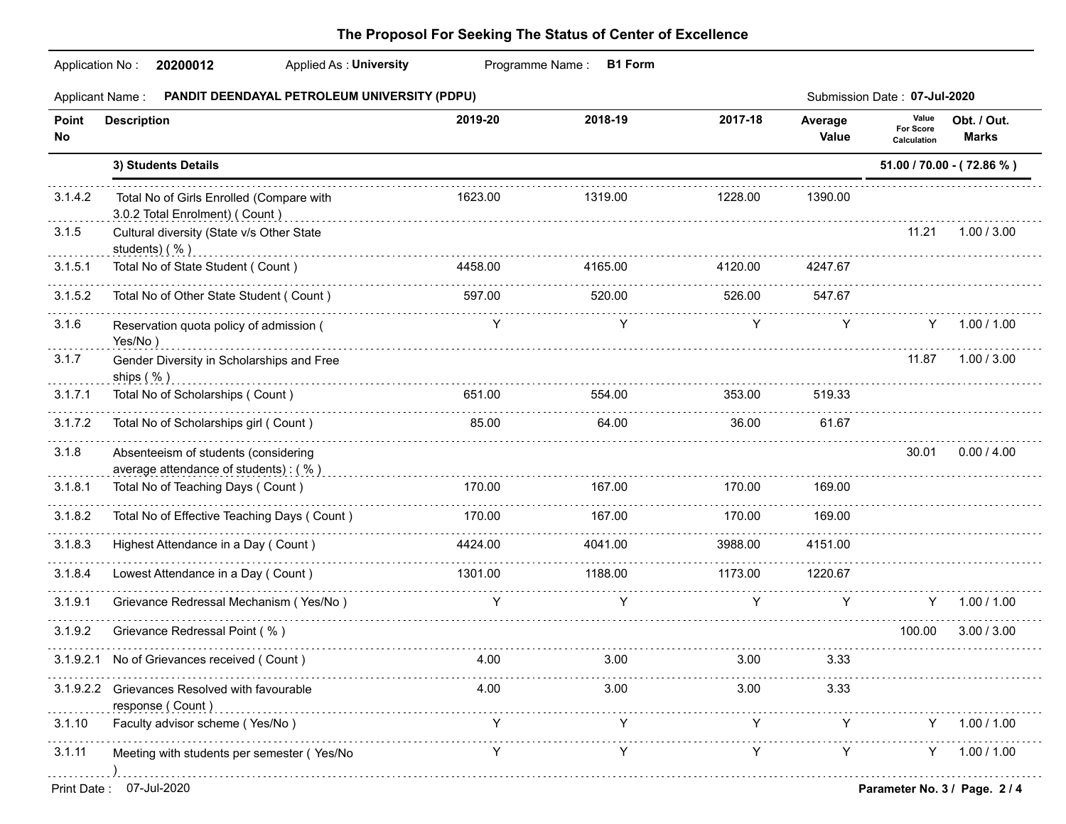## The Proposol For Seeking The Status of Center of Excellence

Application No : **20200012** Applied As : **University** Programme Name : **B1 Form**

Applicant Name : **PANDIT DEENDAYAL PETROLEUM UNIVERSITY (PDPU)** Submission Date : **07-Jul-2020**

| Point No | Description | 2019-20 | 2018-19 | 2017-18 | Average Value | Value For Score Calculation | Obt. / Out. Marks |
|---|---|---|---|---|---|---|---|
| | **3) Students Details** | | | | | **51.00 / 70.00 - ( 72.86 % )** | |
| 3.1.4.2 | Total No of Girls Enrolled (Compare with 3.0.2 Total Enrolment) ( Count ) | 1623.00 | 1319.00 | 1228.00 | 1390.00 | | |
| 3.1.5 | Cultural diversity (State v/s Other State students) ( % ) | | | | | 11.21 | 1.00 / 3.00 |
| 3.1.5.1 | Total No of State Student ( Count ) | 4458.00 | 4165.00 | 4120.00 | 4247.67 | | |
| 3.1.5.2 | Total No of Other State Student ( Count ) | 597.00 | 520.00 | 526.00 | 547.67 | | |
| 3.1.6 | Reservation quota policy of admission ( Yes/No ) | Y | Y | Y | Y | Y | 1.00 / 1.00 |
| 3.1.7 | Gender Diversity in Scholarships and Free ships ( % ) | | | | | 11.87 | 1.00 / 3.00 |
| 3.1.7.1 | Total No of Scholarships ( Count ) | 651.00 | 554.00 | 353.00 | 519.33 | | |
| 3.1.7.2 | Total No of Scholarships girl ( Count ) | 85.00 | 64.00 | 36.00 | 61.67 | | |
| 3.1.8 | Absenteeism of students (considering average attendance of students) : ( % ) | | | | | 30.01 | 0.00 / 4.00 |
| 3.1.8.1 | Total No of Teaching Days ( Count ) | 170.00 | 167.00 | 170.00 | 169.00 | | |
| 3.1.8.2 | Total No of Effective Teaching Days ( Count ) | 170.00 | 167.00 | 170.00 | 169.00 | | |
| 3.1.8.3 | Highest Attendance in a Day ( Count ) | 4424.00 | 4041.00 | 3988.00 | 4151.00 | | |
| 3.1.8.4 | Lowest Attendance in a Day ( Count ) | 1301.00 | 1188.00 | 1173.00 | 1220.67 | | |
| 3.1.9.1 | Grievance Redressal Mechanism ( Yes/No ) | Y | Y | Y | Y | Y | 1.00 / 1.00 |
| 3.1.9.2 | Grievance Redressal Point ( % ) | | | | | 100.00 | 3.00 / 3.00 |
| 3.1.9.2.1 | No of Grievances received ( Count ) | 4.00 | 3.00 | 3.00 | 3.33 | | |
| 3.1.9.2.2 | Grievances Resolved with favourable response ( Count ) | 4.00 | 3.00 | 3.00 | 3.33 | | |
| 3.1.10 | Faculty advisor scheme ( Yes/No ) | Y | Y | Y | Y | Y | 1.00 / 1.00 |
| 3.1.11 | Meeting with students per semester ( Yes/No ) | Y | Y | Y | Y | Y | 1.00 / 1.00 |

Print Date : 07-Jul-2020 Parameter No. 3 / Page. 2 / 4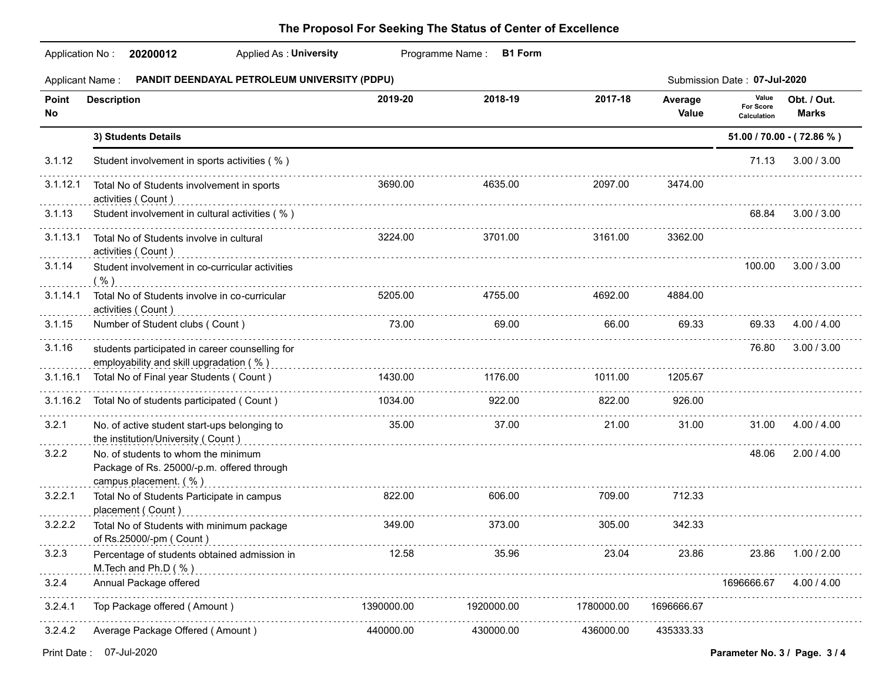# The Proposol For Seeking The Status of Center of Excellence

Application No : **20200012** Applied As : **University** Programme Name : **B1 Form**

Applicant Name : **PANDIT DEENDAYAL PETROLEUM UNIVERSITY (PDPU)** Submission Date : **07-Jul-2020**

| Point No | Description | 2019-20 | 2018-19 | 2017-18 | Average Value | Value For Score Calculation | Obt. / Out. Marks |
|---|---|---|---|---|---|---|---|
| | **3) Students Details** | | | | | **51.00 / 70.00 - ( 72.86 % )** | |
| 3.1.12 | Student involvement in sports activities ( % ) | | | | | 71.13 | 3.00 / 3.00 |
| 3.1.12.1 | Total No of Students involvement in sports activities ( Count ) | 3690.00 | 4635.00 | 2097.00 | 3474.00 | | |
| 3.1.13 | Student involvement in cultural activities ( % ) | | | | | 68.84 | 3.00 / 3.00 |
| 3.1.13.1 | Total No of Students involve in cultural activities ( Count ) | 3224.00 | 3701.00 | 3161.00 | 3362.00 | | |
| 3.1.14 | Student involvement in co-curricular activities ( % ) | | | | | 100.00 | 3.00 / 3.00 |
| 3.1.14.1 | Total No of Students involve in co-curricular activities ( Count ) | 5205.00 | 4755.00 | 4692.00 | 4884.00 | | |
| 3.1.15 | Number of Student clubs ( Count ) | 73.00 | 69.00 | 66.00 | 69.33 | 69.33 | 4.00 / 4.00 |
| 3.1.16 | students participated in career counselling for employability and skill upgradation ( % ) | | | | | 76.80 | 3.00 / 3.00 |
| 3.1.16.1 | Total No of Final year Students ( Count ) | 1430.00 | 1176.00 | 1011.00 | 1205.67 | | |
| 3.1.16.2 | Total No of students participated ( Count ) | 1034.00 | 922.00 | 822.00 | 926.00 | | |
| 3.2.1 | No. of active student start-ups belonging to the institution/University ( Count ) | 35.00 | 37.00 | 21.00 | 31.00 | 31.00 | 4.00 / 4.00 |
| 3.2.2 | No. of students to whom the minimum Package of Rs. 25000/-p.m. offered through campus placement. ( % ) | | | | | 48.06 | 2.00 / 4.00 |
| 3.2.2.1 | Total No of Students Participate in campus placement ( Count ) | 822.00 | 606.00 | 709.00 | 712.33 | | |
| 3.2.2.2 | Total No of Students with minimum package of Rs.25000/-pm ( Count ) | 349.00 | 373.00 | 305.00 | 342.33 | | |
| 3.2.3 | Percentage of students obtained admission in M.Tech and Ph.D ( % ) | 12.58 | 35.96 | 23.04 | 23.86 | 23.86 | 1.00 / 2.00 |
| 3.2.4 | Annual Package offered | | | | | 1696666.67 | 4.00 / 4.00 |
| 3.2.4.1 | Top Package offered ( Amount ) | 1390000.00 | 1920000.00 | 1780000.00 | 1696666.67 | | |
| 3.2.4.2 | Average Package Offered ( Amount ) | 440000.00 | 430000.00 | 436000.00 | 435333.33 | | |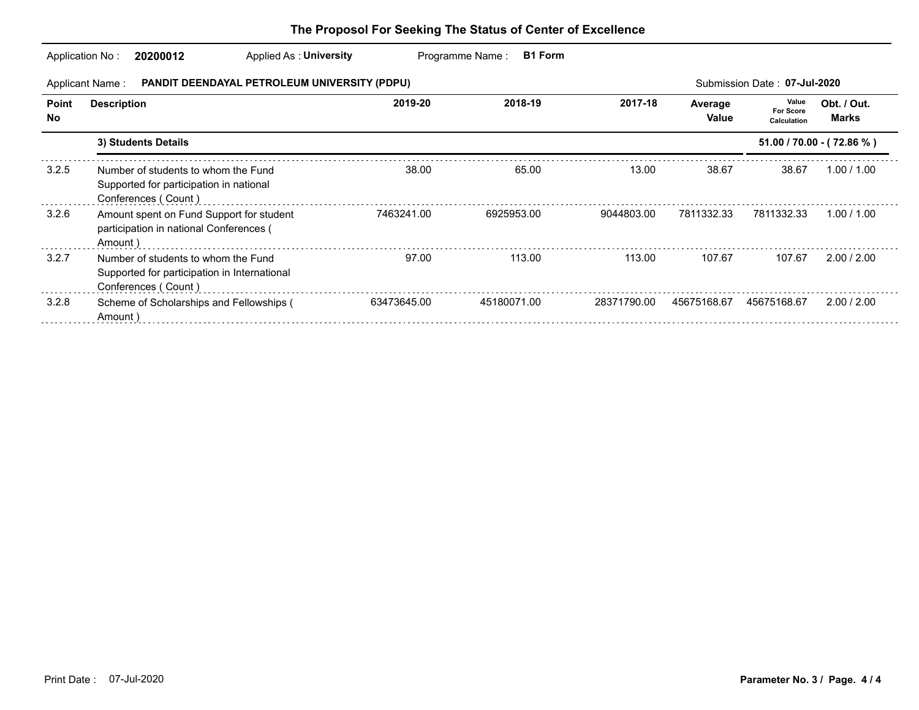## The Proposol For Seeking The Status of Center of Excellence

Application No : **20200012** Applied As : **University** Programme Name : **B1 Form**

Applicant Name : **PANDIT DEENDAYAL PETROLEUM UNIVERSITY (PDPU)** Submission Date : **07-Jul-2020**

| Point No | Description | 2019-20 | 2018-19 | 2017-18 | Average Value | Value For Score Calculation | Obt. / Out. Marks |
|---|---|---|---|---|---|---|---|
| | **3) Students Details** | | | | | | **51.00 / 70.00 - ( 72.86 % )** |
| 3.2.5 | Number of students to whom the Fund Supported for participation in national Conferences ( Count ) | 38.00 | 65.00 | 13.00 | 38.67 | 38.67 | 1.00 / 1.00 |
| 3.2.6 | Amount spent on Fund Support for student participation in national Conferences ( Amount ) | 7463241.00 | 6925953.00 | 9044803.00 | 7811332.33 | 7811332.33 | 1.00 / 1.00 |
| 3.2.7 | Number of students to whom the Fund Supported for participation in International Conferences ( Count ) | 97.00 | 113.00 | 113.00 | 107.67 | 107.67 | 2.00 / 2.00 |
| 3.2.8 | Scheme of Scholarships and Fellowships ( Amount ) | 63473645.00 | 45180071.00 | 28371790.00 | 45675168.67 | 45675168.67 | 2.00 / 2.00 |

Print Date : 07-Jul-2020

**Parameter No. 3 / Page. 4 / 4**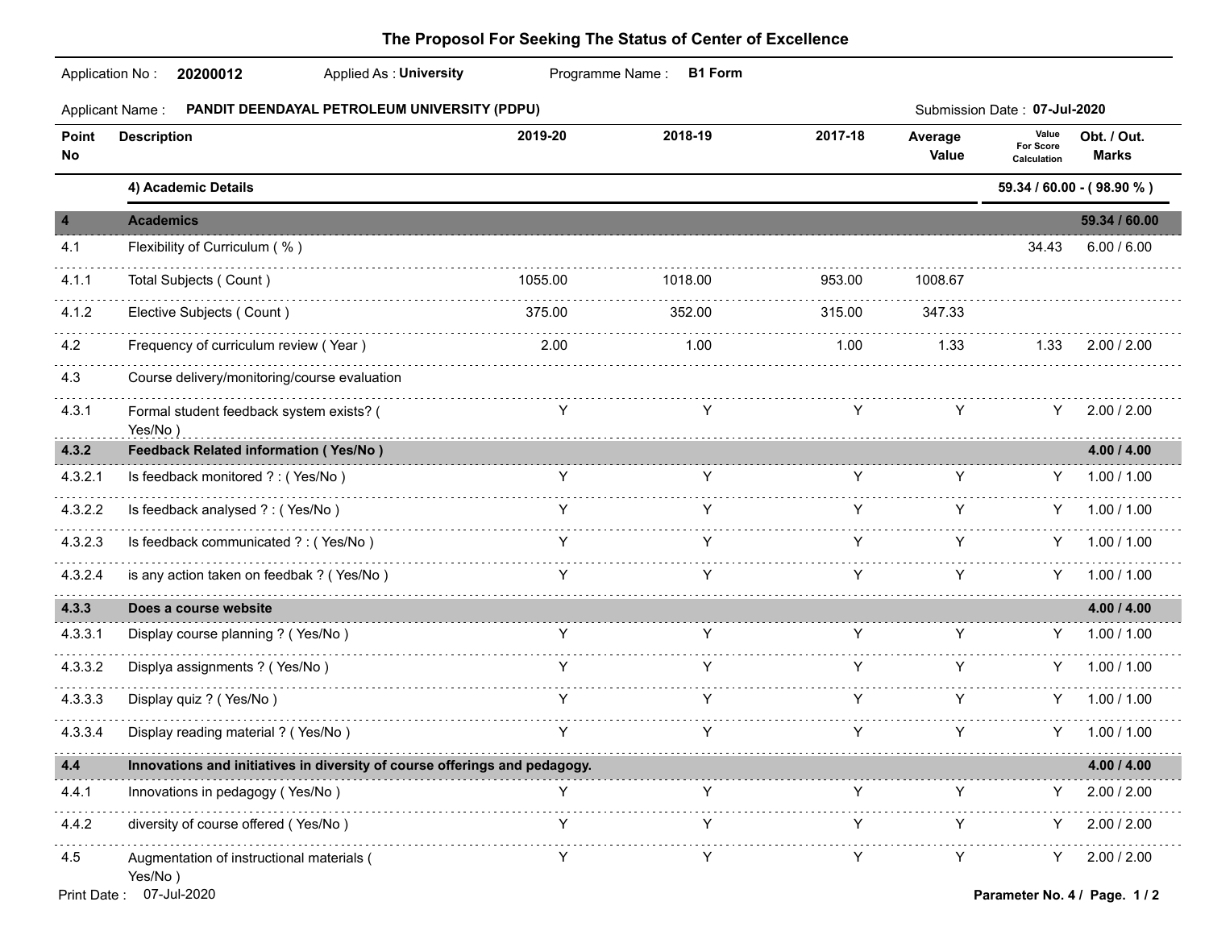## The Proposol For Seeking The Status of Center of Excellence

Application No : **20200012** Applied As : **University** Programme Name : **B1 Form**

Applicant Name : **PANDIT DEENDAYAL PETROLEUM UNIVERSITY (PDPU)** Submission Date : **07-Jul-2020**

| Point No | Description | 2019-20 | 2018-19 | 2017-18 | Average Value | Value For Score Calculation | Obt. / Out. Marks |
|---|---|---|---|---|---|---|---|
| | **4) Academic Details** | | | | | | **59.34 / 60.00 - ( 98.90 % )** |
| **4** | **Academics** | | | | | | **59.34 / 60.00** |
| 4.1 | Flexibility of Curriculum ( % ) | | | | | 34.43 | 6.00 / 6.00 |
| 4.1.1 | Total Subjects ( Count ) | 1055.00 | 1018.00 | 953.00 | 1008.67 | | |
| 4.1.2 | Elective Subjects ( Count ) | 375.00 | 352.00 | 315.00 | 347.33 | | |
| 4.2 | Frequency of curriculum review ( Year ) | 2.00 | 1.00 | 1.00 | 1.33 | 1.33 | 2.00 / 2.00 |
| 4.3 | Course delivery/monitoring/course evaluation | | | | | | |
| 4.3.1 | Formal student feedback system exists? ( Yes/No ) | Y | Y | Y | Y | Y | 2.00 / 2.00 |
| **4.3.2** | **Feedback Related information ( Yes/No )** | | | | | | **4.00 / 4.00** |
| 4.3.2.1 | Is feedback monitored ? : ( Yes/No ) | Y | Y | Y | Y | Y | 1.00 / 1.00 |
| 4.3.2.2 | Is feedback analysed ? : ( Yes/No ) | Y | Y | Y | Y | Y | 1.00 / 1.00 |
| 4.3.2.3 | Is feedback communicated ? : ( Yes/No ) | Y | Y | Y | Y | Y | 1.00 / 1.00 |
| 4.3.2.4 | is any action taken on feedbak ? ( Yes/No ) | Y | Y | Y | Y | Y | 1.00 / 1.00 |
| **4.3.3** | **Does a course website** | | | | | | **4.00 / 4.00** |
| 4.3.3.1 | Display course planning ? ( Yes/No ) | Y | Y | Y | Y | Y | 1.00 / 1.00 |
| 4.3.3.2 | Displya assignments ? ( Yes/No ) | Y | Y | Y | Y | Y | 1.00 / 1.00 |
| 4.3.3.3 | Display quiz ? ( Yes/No ) | Y | Y | Y | Y | Y | 1.00 / 1.00 |
| 4.3.3.4 | Display reading material ? ( Yes/No ) | Y | Y | Y | Y | Y | 1.00 / 1.00 |
| **4.4** | **Innovations and initiatives in diversity of course offerings and pedagogy.** | | | | | | **4.00 / 4.00** |
| 4.4.1 | Innovations in pedagogy ( Yes/No ) | Y | Y | Y | Y | Y | 2.00 / 2.00 |
| 4.4.2 | diversity of course offered ( Yes/No ) | Y | Y | Y | Y | Y | 2.00 / 2.00 |
| 4.5 | Augmentation of instructional materials ( Yes/No ) | Y | Y | Y | Y | Y | 2.00 / 2.00 |

Print Date : 07-Jul-2020

Parameter No. 4 / Page. 1 / 2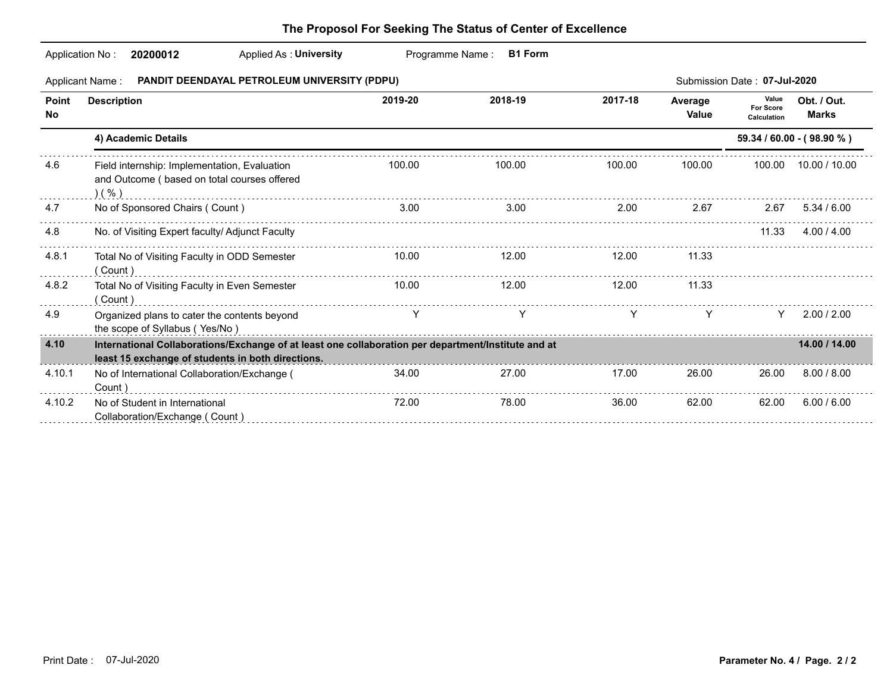## The Proposol For Seeking The Status of Center of Excellence

Application No : **20200012** Applied As : **University** Programme Name : **B1 Form**

Applicant Name : **PANDIT DEENDAYAL PETROLEUM UNIVERSITY (PDPU)** Submission Date : **07-Jul-2020**

| Point No | Description | 2019-20 | 2018-19 | 2017-18 | Average Value | Value For Score Calculation | Obt. / Out. Marks |
|---|---|---|---|---|---|---|---|
| | **4) Academic Details** | | | | | | **59.34 / 60.00 - ( 98.90 % )** |
| 4.6 | Field internship: Implementation, Evaluation and Outcome ( based on total courses offered ) ( % ) | 100.00 | 100.00 | 100.00 | 100.00 | 100.00 | 10.00 / 10.00 |
| 4.7 | No of Sponsored Chairs ( Count ) | 3.00 | 3.00 | 2.00 | 2.67 | 2.67 | 5.34 / 6.00 |
| 4.8 | No. of Visiting Expert faculty/ Adjunct Faculty | | | | | 11.33 | 4.00 / 4.00 |
| 4.8.1 | Total No of Visiting Faculty in ODD Semester ( Count ) | 10.00 | 12.00 | 12.00 | 11.33 | | |
| 4.8.2 | Total No of Visiting Faculty in Even Semester ( Count ) | 10.00 | 12.00 | 12.00 | 11.33 | | |
| 4.9 | Organized plans to cater the contents beyond the scope of Syllabus ( Yes/No ) | Y | Y | Y | Y | Y | 2.00 / 2.00 |
| **4.10** | **International Collaborations/Exchange of at least one collaboration per department/Institute and at least 15 exchange of students in both directions.** | | | | | | **14.00 / 14.00** |
| 4.10.1 | No of International Collaboration/Exchange ( Count ) | 34.00 | 27.00 | 17.00 | 26.00 | 26.00 | 8.00 / 8.00 |
| 4.10.2 | No of Student in International Collaboration/Exchange ( Count ) | 72.00 | 78.00 | 36.00 | 62.00 | 62.00 | 6.00 / 6.00 |

Print Date : 07-Jul-2020

**Parameter No. 4 / Page. 2 / 2**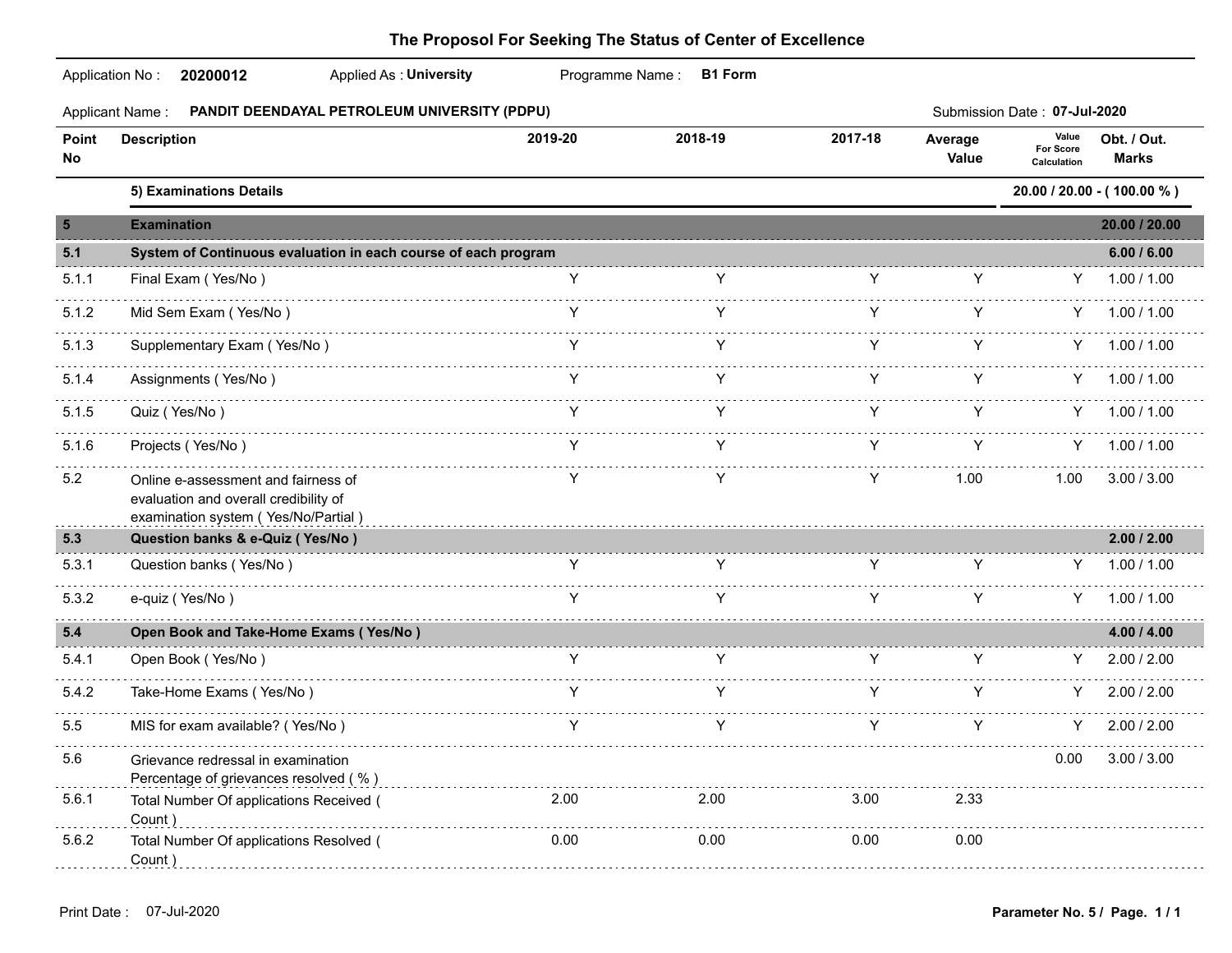# The Proposol For Seeking The Status of Center of Excellence

Application No : **20200012** Applied As : **University** Programme Name : **B1 Form**

Applicant Name : **PANDIT DEENDAYAL PETROLEUM UNIVERSITY (PDPU)** Submission Date : **07-Jul-2020**

| Point No | Description | 2019-20 | 2018-19 | 2017-18 | Average Value | Value For Score Calculation | Obt. / Out. Marks |
|---|---|---|---|---|---|---|---|
| | **5) Examinations Details** | | | | | | **20.00 / 20.00 - ( 100.00 % )** |
| **5** | **Examination** | | | | | | **20.00 / 20.00** |
| **5.1** | **System of Continuous evaluation in each course of each program** | | | | | | **6.00 / 6.00** |
| 5.1.1 | Final Exam ( Yes/No ) | Y | Y | Y | Y | Y | 1.00 / 1.00 |
| 5.1.2 | Mid Sem Exam ( Yes/No ) | Y | Y | Y | Y | Y | 1.00 / 1.00 |
| 5.1.3 | Supplementary Exam ( Yes/No ) | Y | Y | Y | Y | Y | 1.00 / 1.00 |
| 5.1.4 | Assignments ( Yes/No ) | Y | Y | Y | Y | Y | 1.00 / 1.00 |
| 5.1.5 | Quiz ( Yes/No ) | Y | Y | Y | Y | Y | 1.00 / 1.00 |
| 5.1.6 | Projects ( Yes/No ) | Y | Y | Y | Y | Y | 1.00 / 1.00 |
| 5.2 | Online e-assessment and fairness of evaluation and overall credibility of examination system ( Yes/No/Partial ) | Y | Y | Y | 1.00 | 1.00 | 3.00 / 3.00 |
| **5.3** | **Question banks & e-Quiz ( Yes/No )** | | | | | | **2.00 / 2.00** |
| 5.3.1 | Question banks ( Yes/No ) | Y | Y | Y | Y | Y | 1.00 / 1.00 |
| 5.3.2 | e-quiz ( Yes/No ) | Y | Y | Y | Y | Y | 1.00 / 1.00 |
| **5.4** | **Open Book and Take-Home Exams ( Yes/No )** | | | | | | **4.00 / 4.00** |
| 5.4.1 | Open Book ( Yes/No ) | Y | Y | Y | Y | Y | 2.00 / 2.00 |
| 5.4.2 | Take-Home Exams ( Yes/No ) | Y | Y | Y | Y | Y | 2.00 / 2.00 |
| 5.5 | MIS for exam available? ( Yes/No ) | Y | Y | Y | Y | Y | 2.00 / 2.00 |
| 5.6 | Grievance redressal in examination Percentage of grievances resolved ( % ) | | | | | 0.00 | 3.00 / 3.00 |
| 5.6.1 | Total Number Of applications Received ( Count ) | 2.00 | 2.00 | 3.00 | 2.33 | | |
| 5.6.2 | Total Number Of applications Resolved ( Count ) | 0.00 | 0.00 | 0.00 | 0.00 | | |

Print Date : 07-Jul-2020

Parameter No. 5 / Page. 1 / 1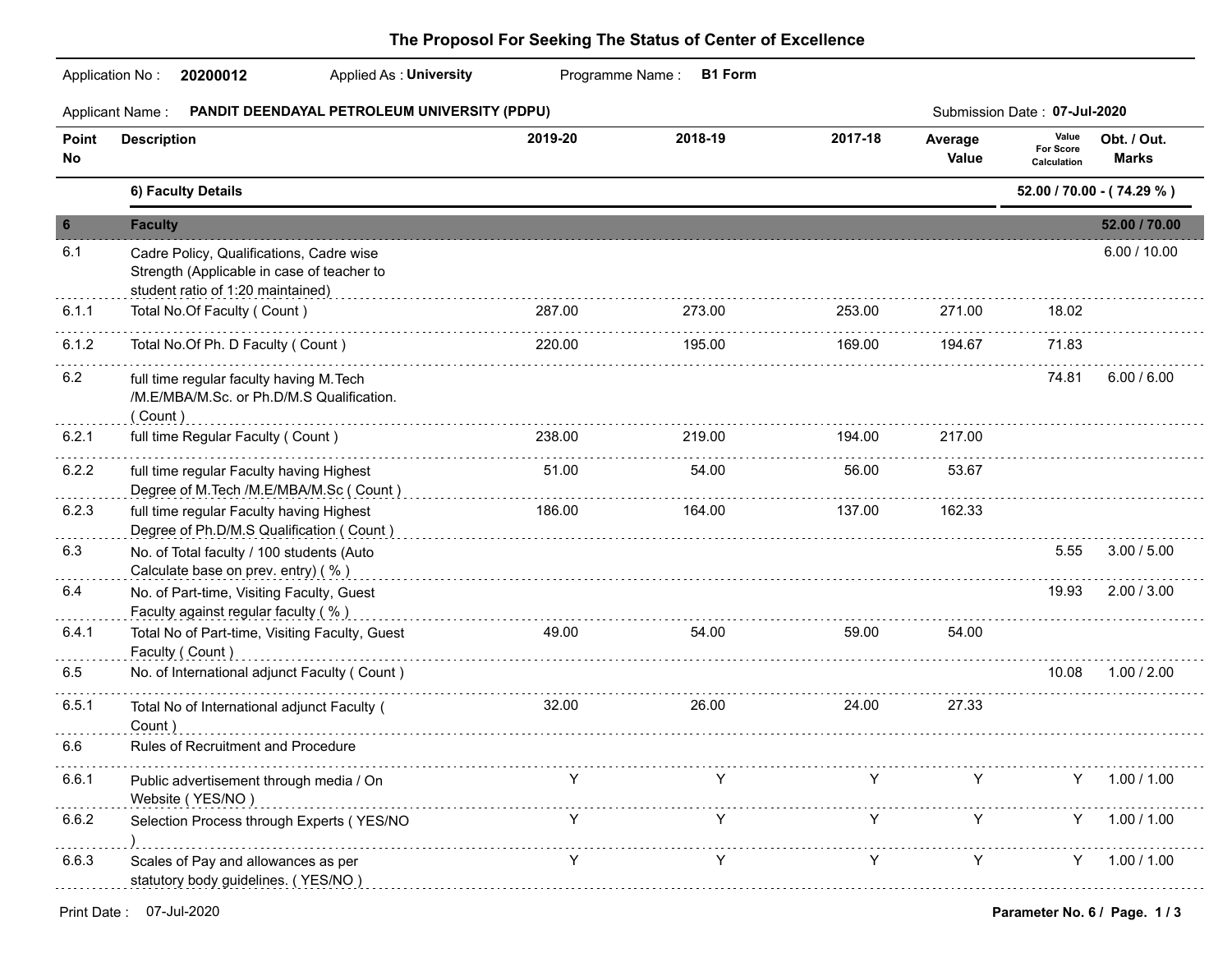# The Proposol For Seeking The Status of Center of Excellence

Application No : **20200012** Applied As : **University** Programme Name : **B1 Form**

Applicant Name : **PANDIT DEENDAYAL PETROLEUM UNIVERSITY (PDPU)** Submission Date : **07-Jul-2020**

| Point No | Description | 2019-20 | 2018-19 | 2017-18 | Average Value | Value For Score Calculation | Obt. / Out. Marks |
|---|---|---|---|---|---|---|---|
| | **6) Faculty Details** | | | | | | **52.00 / 70.00 - ( 74.29 % )** |
| **6** | **Faculty** | | | | | | **52.00 / 70.00** |
| 6.1 | Cadre Policy, Qualifications, Cadre wise Strength (Applicable in case of teacher to student ratio of 1:20 maintained) | | | | | | 6.00 / 10.00 |
| 6.1.1 | Total No.Of Faculty ( Count ) | 287.00 | 273.00 | 253.00 | 271.00 | 18.02 | |
| 6.1.2 | Total No.Of Ph. D Faculty ( Count ) | 220.00 | 195.00 | 169.00 | 194.67 | 71.83 | |
| 6.2 | full time regular faculty having M.Tech /M.E/MBA/M.Sc. or Ph.D/M.S Qualification. ( Count ) | | | | | 74.81 | 6.00 / 6.00 |
| 6.2.1 | full time Regular Faculty ( Count ) | 238.00 | 219.00 | 194.00 | 217.00 | | |
| 6.2.2 | full time regular Faculty having Highest Degree of M.Tech /M.E/MBA/M.Sc ( Count ) | 51.00 | 54.00 | 56.00 | 53.67 | | |
| 6.2.3 | full time regular Faculty having Highest Degree of Ph.D/M.S Qualification ( Count ) | 186.00 | 164.00 | 137.00 | 162.33 | | |
| 6.3 | No. of Total faculty / 100 students (Auto Calculate base on prev. entry) ( % ) | | | | | 5.55 | 3.00 / 5.00 |
| 6.4 | No. of Part-time, Visiting Faculty, Guest Faculty against regular faculty ( % ) | | | | | 19.93 | 2.00 / 3.00 |
| 6.4.1 | Total No of Part-time, Visiting Faculty, Guest Faculty ( Count ) | 49.00 | 54.00 | 59.00 | 54.00 | | |
| 6.5 | No. of International adjunct Faculty ( Count ) | | | | | 10.08 | 1.00 / 2.00 |
| 6.5.1 | Total No of International adjunct Faculty ( Count ) | 32.00 | 26.00 | 24.00 | 27.33 | | |
| 6.6 | Rules of Recruitment and Procedure | | | | | | |
| 6.6.1 | Public advertisement through media / On Website ( YES/NO ) | Y | Y | Y | Y | Y | 1.00 / 1.00 |
| 6.6.2 | Selection Process through Experts ( YES/NO ) | Y | Y | Y | Y | Y | 1.00 / 1.00 |
| 6.6.3 | Scales of Pay and allowances as per statutory body guidelines. ( YES/NO ) | Y | Y | Y | Y | Y | 1.00 / 1.00 |

Print Date : 07-Jul-2020 **Parameter No. 6 / Page. 1 / 3**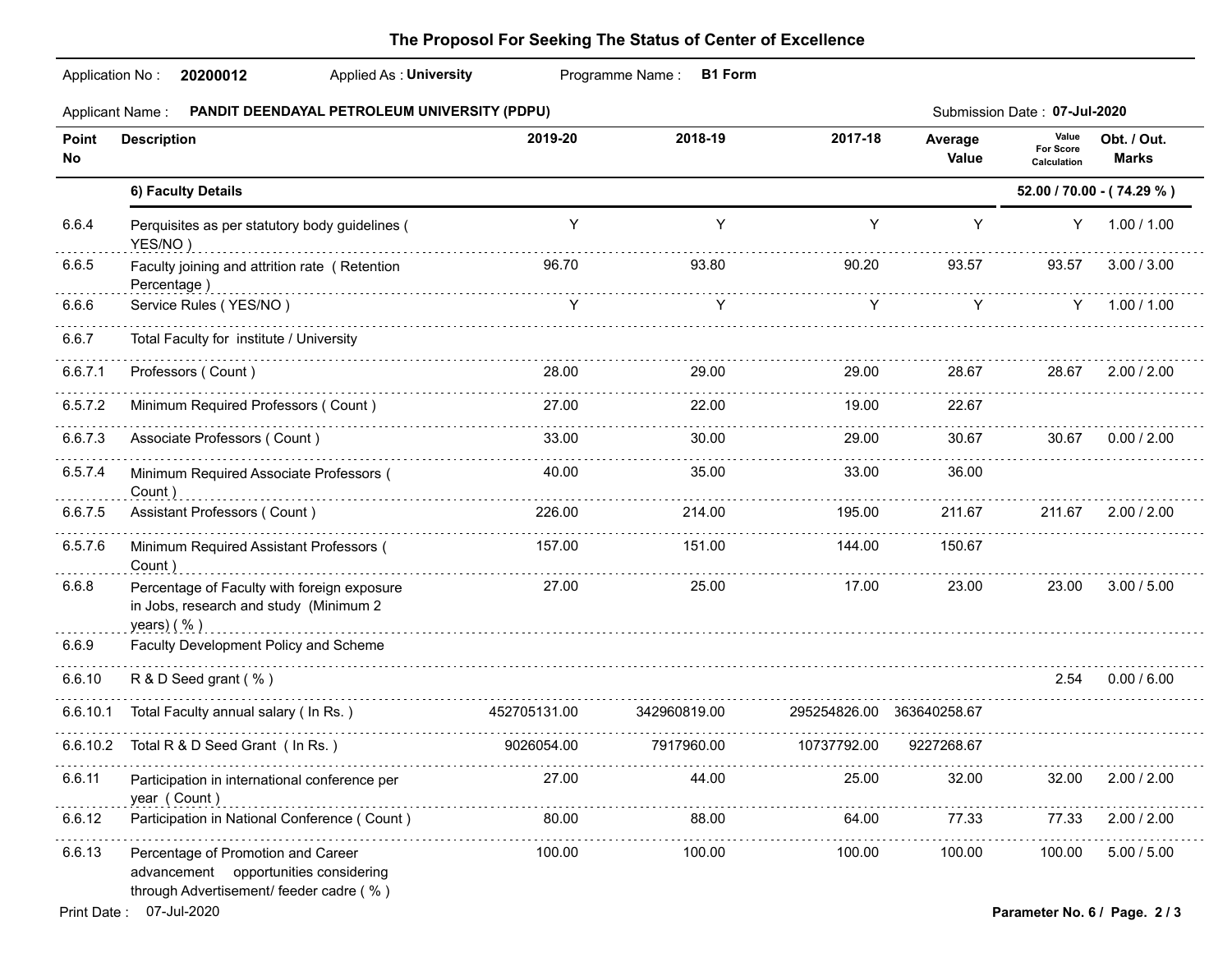# The Proposol For Seeking The Status of Center of Excellence

Application No : **20200012** Applied As : **University** Programme Name : **B1 Form**

Applicant Name : **PANDIT DEENDAYAL PETROLEUM UNIVERSITY (PDPU)** Submission Date : **07-Jul-2020**

| Point No | Description | 2019-20 | 2018-19 | 2017-18 | Average Value | Value For Score Calculation | Obt. / Out. Marks |
|---|---|---|---|---|---|---|---|
| | **6) Faculty Details** | | | | | | **52.00 / 70.00 - ( 74.29 % )** |
| 6.6.4 | Perquisites as per statutory body guidelines ( YES/NO ) | Y | Y | Y | Y | Y | 1.00 / 1.00 |
| 6.6.5 | Faculty joining and attrition rate ( Retention Percentage ) | 96.70 | 93.80 | 90.20 | 93.57 | 93.57 | 3.00 / 3.00 |
| 6.6.6 | Service Rules ( YES/NO ) | Y | Y | Y | Y | Y | 1.00 / 1.00 |
| 6.6.7 | Total Faculty for institute / University | | | | | | |
| 6.6.7.1 | Professors ( Count ) | 28.00 | 29.00 | 29.00 | 28.67 | 28.67 | 2.00 / 2.00 |
| 6.5.7.2 | Minimum Required Professors ( Count ) | 27.00 | 22.00 | 19.00 | 22.67 | | |
| 6.6.7.3 | Associate Professors ( Count ) | 33.00 | 30.00 | 29.00 | 30.67 | 30.67 | 0.00 / 2.00 |
| 6.5.7.4 | Minimum Required Associate Professors ( Count ) | 40.00 | 35.00 | 33.00 | 36.00 | | |
| 6.6.7.5 | Assistant Professors ( Count ) | 226.00 | 214.00 | 195.00 | 211.67 | 211.67 | 2.00 / 2.00 |
| 6.5.7.6 | Minimum Required Assistant Professors ( Count ) | 157.00 | 151.00 | 144.00 | 150.67 | | |
| 6.6.8 | Percentage of Faculty with foreign exposure in Jobs, research and study (Minimum 2 years) ( % ) | 27.00 | 25.00 | 17.00 | 23.00 | 23.00 | 3.00 / 5.00 |
| 6.6.9 | Faculty Development Policy and Scheme | | | | | | |
| 6.6.10 | R & D Seed grant ( % ) | | | | | 2.54 | 0.00 / 6.00 |
| 6.6.10.1 | Total Faculty annual salary ( In Rs. ) | 452705131.00 | 342960819.00 | 295254826.00 | 363640258.67 | | |
| 6.6.10.2 | Total R & D Seed Grant ( In Rs. ) | 9026054.00 | 7917960.00 | 10737792.00 | 9227268.67 | | |
| 6.6.11 | Participation in international conference per year ( Count ) | 27.00 | 44.00 | 25.00 | 32.00 | 32.00 | 2.00 / 2.00 |
| 6.6.12 | Participation in National Conference ( Count ) | 80.00 | 88.00 | 64.00 | 77.33 | 77.33 | 2.00 / 2.00 |
| 6.6.13 | Percentage of Promotion and Career advancement opportunities considering through Advertisement/ feeder cadre ( % ) | 100.00 | 100.00 | 100.00 | 100.00 | 100.00 | 5.00 / 5.00 |

Print Date : 07-Jul-2020

Parameter No. 6 / Page. 2 / 3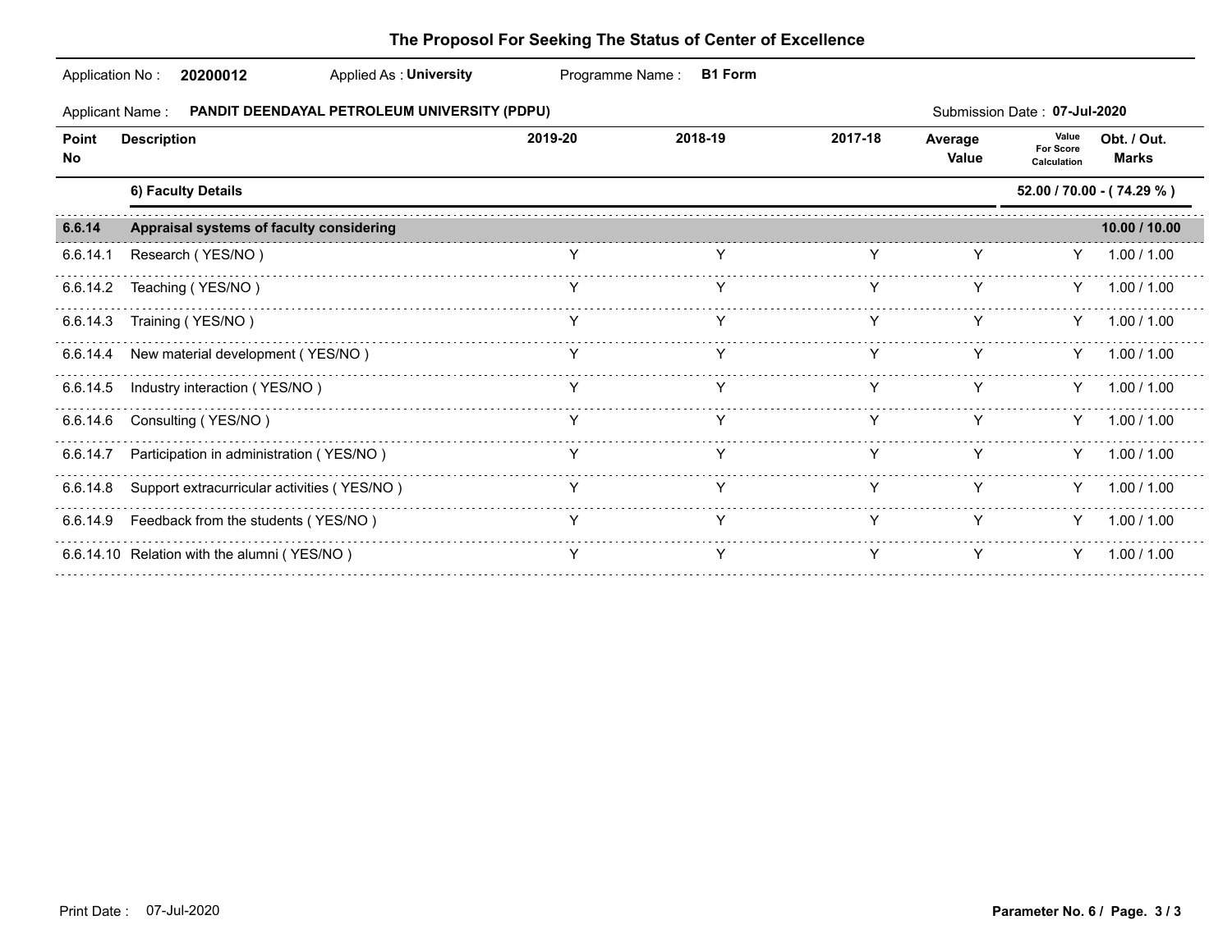# The Proposol For Seeking The Status of Center of Excellence

Application No : **20200012** Applied As : **University** Programme Name : **B1 Form**

Applicant Name : **PANDIT DEENDAYAL PETROLEUM UNIVERSITY (PDPU)** Submission Date : **07-Jul-2020**

| Point No | Description | 2019-20 | 2018-19 | 2017-18 | Average Value | Value For Score Calculation | Obt. / Out. Marks |
|---|---|---|---|---|---|---|---|
| | **6) Faculty Details** | | | | | | **52.00 / 70.00 - ( 74.29 % )** |
| **6.6.14** | **Appraisal systems of faculty considering** | | | | | | **10.00 / 10.00** |
| 6.6.14.1 | Research ( YES/NO ) | Y | Y | Y | Y | Y | 1.00 / 1.00 |
| 6.6.14.2 | Teaching ( YES/NO ) | Y | Y | Y | Y | Y | 1.00 / 1.00 |
| 6.6.14.3 | Training ( YES/NO ) | Y | Y | Y | Y | Y | 1.00 / 1.00 |
| 6.6.14.4 | New material development ( YES/NO ) | Y | Y | Y | Y | Y | 1.00 / 1.00 |
| 6.6.14.5 | Industry interaction ( YES/NO ) | Y | Y | Y | Y | Y | 1.00 / 1.00 |
| 6.6.14.6 | Consulting ( YES/NO ) | Y | Y | Y | Y | Y | 1.00 / 1.00 |
| 6.6.14.7 | Participation in administration ( YES/NO ) | Y | Y | Y | Y | Y | 1.00 / 1.00 |
| 6.6.14.8 | Support extracurricular activities ( YES/NO ) | Y | Y | Y | Y | Y | 1.00 / 1.00 |
| 6.6.14.9 | Feedback from the students ( YES/NO ) | Y | Y | Y | Y | Y | 1.00 / 1.00 |
| 6.6.14.10 | Relation with the alumni ( YES/NO ) | Y | Y | Y | Y | Y | 1.00 / 1.00 |

Print Date : 07-Jul-2020

Parameter No. 6 / Page. 3 / 3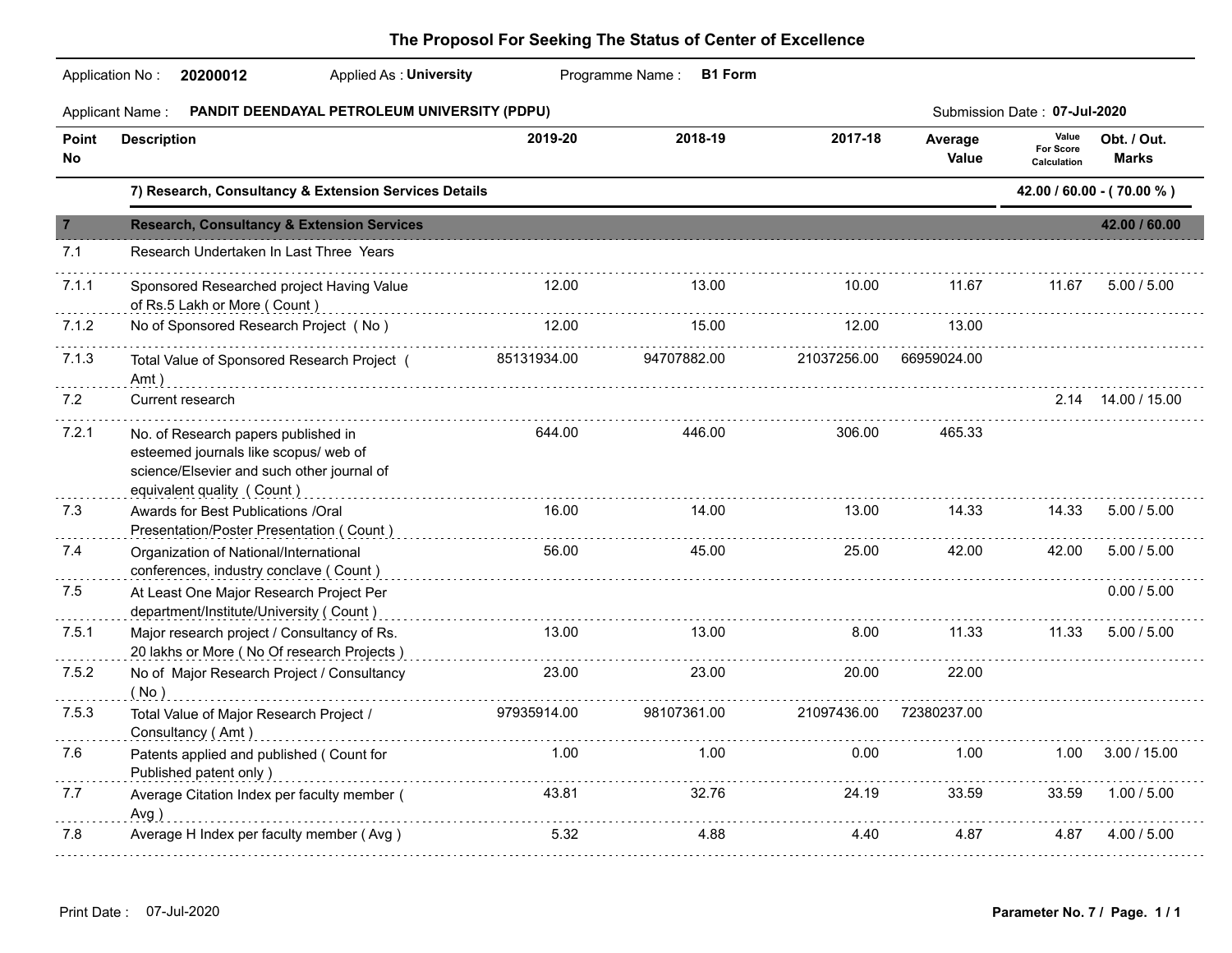# The Proposol For Seeking The Status of Center of Excellence

Application No : **20200012** Applied As : **University** Programme Name : **B1 Form**

Applicant Name : **PANDIT DEENDAYAL PETROLEUM UNIVERSITY (PDPU)** Submission Date : **07-Jul-2020**

| Point No | Description | 2019-20 | 2018-19 | 2017-18 | Average Value | Value For Score Calculation | Obt. / Out. Marks |
|---|---|---|---|---|---|---|---|
| | **7) Research, Consultancy & Extension Services Details** | | | | | | **42.00 / 60.00 - ( 70.00 % )** |
| **7** | **Research, Consultancy & Extension Services** | | | | | | **42.00 / 60.00** |
| 7.1 | Research Undertaken In Last Three Years | | | | | | |
| 7.1.1 | Sponsored Researched project Having Value of Rs.5 Lakh or More ( Count ) | 12.00 | 13.00 | 10.00 | 11.67 | 11.67 | 5.00 / 5.00 |
| 7.1.2 | No of Sponsored Research Project ( No ) | 12.00 | 15.00 | 12.00 | 13.00 | | |
| 7.1.3 | Total Value of Sponsored Research Project ( Amt ) | 85131934.00 | 94707882.00 | 21037256.00 | 66959024.00 | | |
| 7.2 | Current research | | | | | 2.14 | 14.00 / 15.00 |
| 7.2.1 | No. of Research papers published in esteemed journals like scopus/ web of science/Elsevier and such other journal of equivalent quality ( Count ) | 644.00 | 446.00 | 306.00 | 465.33 | | |
| 7.3 | Awards for Best Publications /Oral Presentation/Poster Presentation ( Count ) | 16.00 | 14.00 | 13.00 | 14.33 | 14.33 | 5.00 / 5.00 |
| 7.4 | Organization of National/International conferences, industry conclave ( Count ) | 56.00 | 45.00 | 25.00 | 42.00 | 42.00 | 5.00 / 5.00 |
| 7.5 | At Least One Major Research Project Per department/Institute/University ( Count ) | | | | | | 0.00 / 5.00 |
| 7.5.1 | Major research project / Consultancy of Rs. 20 lakhs or More ( No Of research Projects ) | 13.00 | 13.00 | 8.00 | 11.33 | 11.33 | 5.00 / 5.00 |
| 7.5.2 | No of Major Research Project / Consultancy ( No ) | 23.00 | 23.00 | 20.00 | 22.00 | | |
| 7.5.3 | Total Value of Major Research Project / Consultancy ( Amt ) | 97935914.00 | 98107361.00 | 21097436.00 | 72380237.00 | | |
| 7.6 | Patents applied and published ( Count for Published patent only ) | 1.00 | 1.00 | 0.00 | 1.00 | 1.00 | 3.00 / 15.00 |
| 7.7 | Average Citation Index per faculty member ( Avg ) | 43.81 | 32.76 | 24.19 | 33.59 | 33.59 | 1.00 / 5.00 |
| 7.8 | Average H Index per faculty member ( Avg ) | 5.32 | 4.88 | 4.40 | 4.87 | 4.87 | 4.00 / 5.00 |

Print Date : 07-Jul-2020

**Parameter No. 7 / Page. 1 / 1**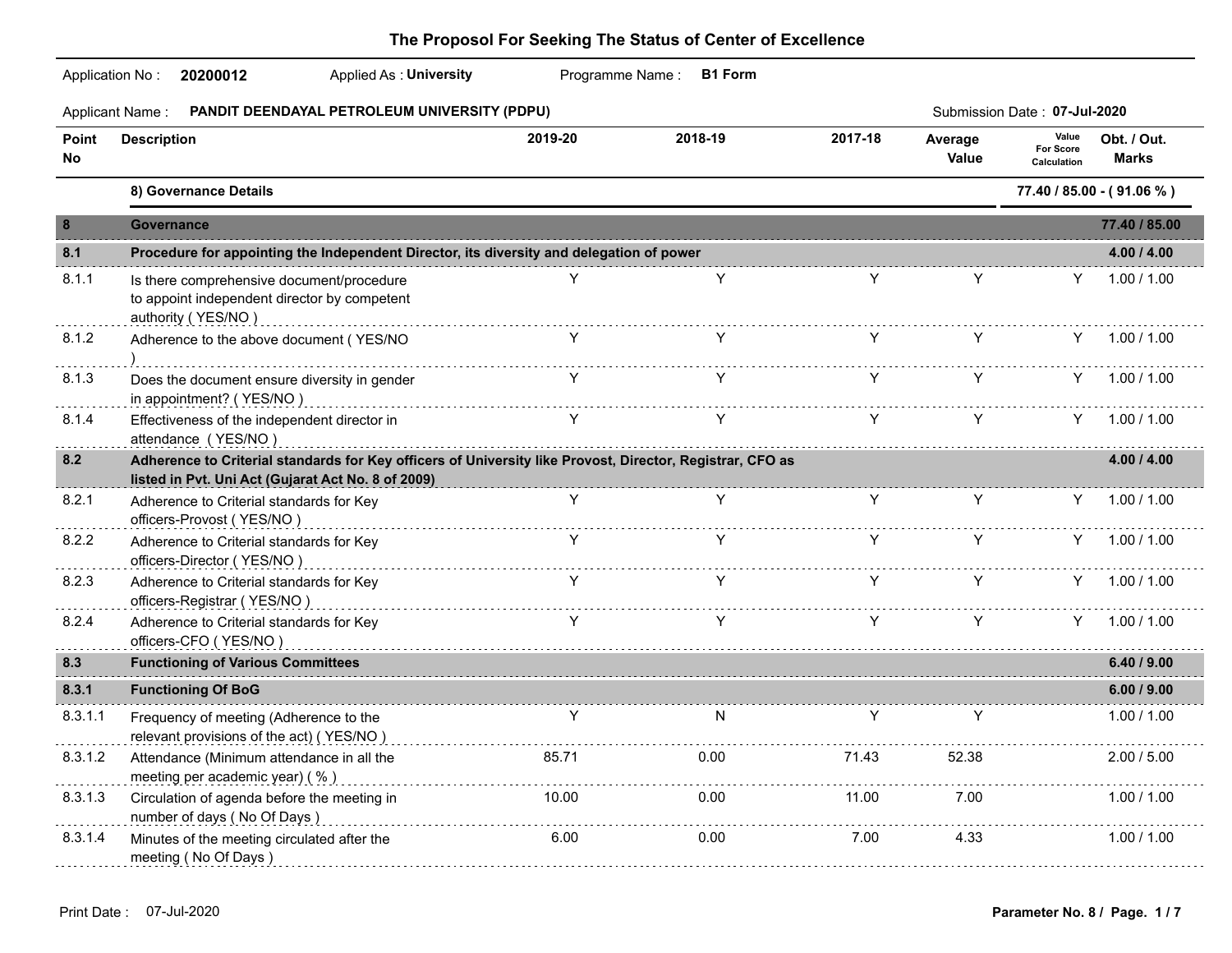# The Proposol For Seeking The Status of Center of Excellence

Application No : **20200012** Applied As : **University** Programme Name : **B1 Form**

Applicant Name : **PANDIT DEENDAYAL PETROLEUM UNIVERSITY (PDPU)** Submission Date : **07-Jul-2020**

| Point No | Description | 2019-20 | 2018-19 | 2017-18 | Average Value | Value For Score Calculation | Obt. / Out. Marks |
|---|---|---|---|---|---|---|---|
| | **8) Governance Details** | | | | | | **77.40 / 85.00 - ( 91.06 % )** |
| **8** | **Governance** | | | | | | **77.40 / 85.00** |
| **8.1** | **Procedure for appointing the Independent Director, its diversity and delegation of power** | | | | | | **4.00 / 4.00** |
| 8.1.1 | Is there comprehensive document/procedure to appoint independent director by competent authority ( YES/NO ) | Y | Y | Y | Y | Y | 1.00 / 1.00 |
| 8.1.2 | Adherence to the above document ( YES/NO ) | Y | Y | Y | Y | Y | 1.00 / 1.00 |
| 8.1.3 | Does the document ensure diversity in gender in appointment? ( YES/NO ) | Y | Y | Y | Y | Y | 1.00 / 1.00 |
| 8.1.4 | Effectiveness of the independent director in attendance ( YES/NO ) | Y | Y | Y | Y | Y | 1.00 / 1.00 |
| **8.2** | **Adherence to Criterial standards for Key officers of University like Provost, Director, Registrar, CFO as listed in Pvt. Uni Act (Gujarat Act No. 8 of 2009)** | | | | | | **4.00 / 4.00** |
| 8.2.1 | Adherence to Criterial standards for Key officers-Provost ( YES/NO ) | Y | Y | Y | Y | Y | 1.00 / 1.00 |
| 8.2.2 | Adherence to Criterial standards for Key officers-Director ( YES/NO ) | Y | Y | Y | Y | Y | 1.00 / 1.00 |
| 8.2.3 | Adherence to Criterial standards for Key officers-Registrar ( YES/NO ) | Y | Y | Y | Y | Y | 1.00 / 1.00 |
| 8.2.4 | Adherence to Criterial standards for Key officers-CFO ( YES/NO ) | Y | Y | Y | Y | Y | 1.00 / 1.00 |
| **8.3** | **Functioning of Various Committees** | | | | | | **6.40 / 9.00** |
| **8.3.1** | **Functioning Of BoG** | | | | | | **6.00 / 9.00** |
| 8.3.1.1 | Frequency of meeting (Adherence to the relevant provisions of the act) ( YES/NO ) | Y | N | Y | Y | | 1.00 / 1.00 |
| 8.3.1.2 | Attendance (Minimum attendance in all the meeting per academic year) ( % ) | 85.71 | 0.00 | 71.43 | 52.38 | | 2.00 / 5.00 |
| 8.3.1.3 | Circulation of agenda before the meeting in number of days ( No Of Days ) | 10.00 | 0.00 | 11.00 | 7.00 | | 1.00 / 1.00 |
| 8.3.1.4 | Minutes of the meeting circulated after the meeting ( No Of Days ) | 6.00 | 0.00 | 7.00 | 4.33 | | 1.00 / 1.00 |

Print Date : 07-Jul-2020

Parameter No. 8 / Page. 1 / 7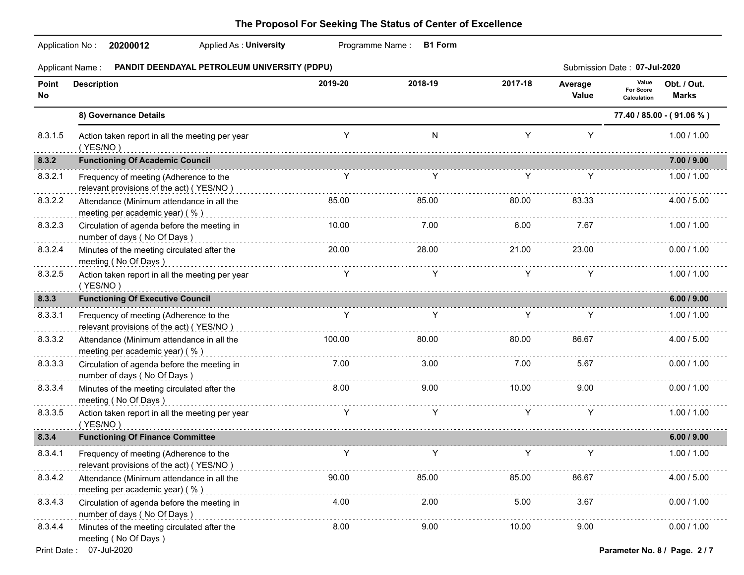# The Proposol For Seeking The Status of Center of Excellence

Application No : **20200012** Applied As : **University** Programme Name : **B1 Form**

Applicant Name : **PANDIT DEENDAYAL PETROLEUM UNIVERSITY (PDPU)** Submission Date : **07-Jul-2020**

| Point No | Description | 2019-20 | 2018-19 | 2017-18 | Average Value | Value For Score Calculation | Obt. / Out. Marks |
|---|---|---|---|---|---|---|---|
| | **8) Governance Details** | | | | | | **77.40 / 85.00 - ( 91.06 % )** |
| 8.3.1.5 | Action taken report in all the meeting per year ( YES/NO ) | Y | N | Y | Y | | 1.00 / 1.00 |
| **8.3.2** | **Functioning Of Academic Council** | | | | | | **7.00 / 9.00** |
| 8.3.2.1 | Frequency of meeting (Adherence to the relevant provisions of the act) ( YES/NO ) | Y | Y | Y | Y | | 1.00 / 1.00 |
| 8.3.2.2 | Attendance (Minimum attendance in all the meeting per academic year) ( % ) | 85.00 | 85.00 | 80.00 | 83.33 | | 4.00 / 5.00 |
| 8.3.2.3 | Circulation of agenda before the meeting in number of days ( No Of Days ) | 10.00 | 7.00 | 6.00 | 7.67 | | 1.00 / 1.00 |
| 8.3.2.4 | Minutes of the meeting circulated after the meeting ( No Of Days ) | 20.00 | 28.00 | 21.00 | 23.00 | | 0.00 / 1.00 |
| 8.3.2.5 | Action taken report in all the meeting per year ( YES/NO ) | Y | Y | Y | Y | | 1.00 / 1.00 |
| **8.3.3** | **Functioning Of Executive Council** | | | | | | **6.00 / 9.00** |
| 8.3.3.1 | Frequency of meeting (Adherence to the relevant provisions of the act) ( YES/NO ) | Y | Y | Y | Y | | 1.00 / 1.00 |
| 8.3.3.2 | Attendance (Minimum attendance in all the meeting per academic year) ( % ) | 100.00 | 80.00 | 80.00 | 86.67 | | 4.00 / 5.00 |
| 8.3.3.3 | Circulation of agenda before the meeting in number of days ( No Of Days ) | 7.00 | 3.00 | 7.00 | 5.67 | | 0.00 / 1.00 |
| 8.3.3.4 | Minutes of the meeting circulated after the meeting ( No Of Days ) | 8.00 | 9.00 | 10.00 | 9.00 | | 0.00 / 1.00 |
| 8.3.3.5 | Action taken report in all the meeting per year ( YES/NO ) | Y | Y | Y | Y | | 1.00 / 1.00 |
| **8.3.4** | **Functioning Of Finance Committee** | | | | | | **6.00 / 9.00** |
| 8.3.4.1 | Frequency of meeting (Adherence to the relevant provisions of the act) ( YES/NO ) | Y | Y | Y | Y | | 1.00 / 1.00 |
| 8.3.4.2 | Attendance (Minimum attendance in all the meeting per academic year) ( % ) | 90.00 | 85.00 | 85.00 | 86.67 | | 4.00 / 5.00 |
| 8.3.4.3 | Circulation of agenda before the meeting in number of days ( No Of Days ) | 4.00 | 2.00 | 5.00 | 3.67 | | 0.00 / 1.00 |
| 8.3.4.4 | Minutes of the meeting circulated after the meeting ( No Of Days ) | 8.00 | 9.00 | 10.00 | 9.00 | | 0.00 / 1.00 |

Print Date : 07-Jul-2020

Parameter No. 8 / Page. 2 / 7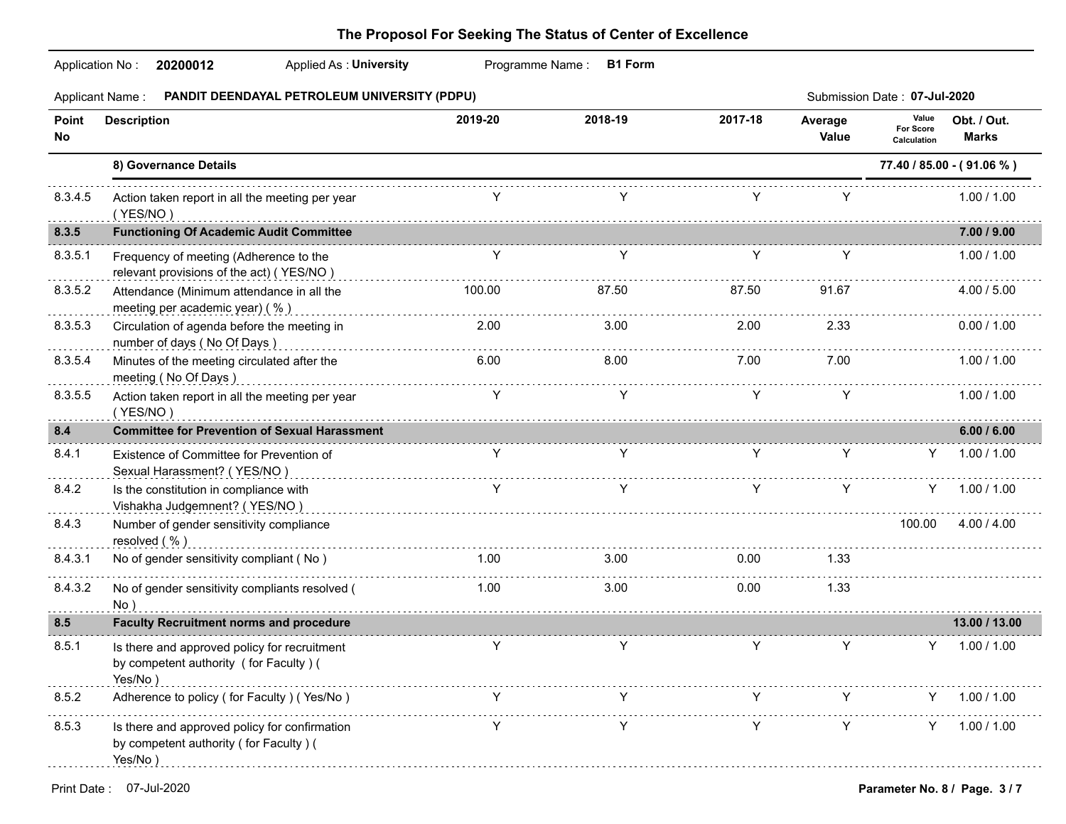# The Proposol For Seeking The Status of Center of Excellence

Application No : **20200012** Applied As : **University** Programme Name : **B1 Form**

Applicant Name : **PANDIT DEENDAYAL PETROLEUM UNIVERSITY (PDPU)** Submission Date : **07-Jul-2020**

| Point No | Description | 2019-20 | 2018-19 | 2017-18 | Average Value | Value For Score Calculation | Obt. / Out. Marks |
|---|---|---|---|---|---|---|---|
| | **8) Governance Details** | | | | | | **77.40 / 85.00 - ( 91.06 % )** |
| 8.3.4.5 | Action taken report in all the meeting per year ( YES/NO ) | Y | Y | Y | Y | | 1.00 / 1.00 |
| **8.3.5** | **Functioning Of Academic Audit Committee** | | | | | | **7.00 / 9.00** |
| 8.3.5.1 | Frequency of meeting (Adherence to the relevant provisions of the act) ( YES/NO ) | Y | Y | Y | Y | | 1.00 / 1.00 |
| 8.3.5.2 | Attendance (Minimum attendance in all the meeting per academic year) ( % ) | 100.00 | 87.50 | 87.50 | 91.67 | | 4.00 / 5.00 |
| 8.3.5.3 | Circulation of agenda before the meeting in number of days ( No Of Days ) | 2.00 | 3.00 | 2.00 | 2.33 | | 0.00 / 1.00 |
| 8.3.5.4 | Minutes of the meeting circulated after the meeting ( No Of Days ) | 6.00 | 8.00 | 7.00 | 7.00 | | 1.00 / 1.00 |
| 8.3.5.5 | Action taken report in all the meeting per year ( YES/NO ) | Y | Y | Y | Y | | 1.00 / 1.00 |
| **8.4** | **Committee for Prevention of Sexual Harassment** | | | | | | **6.00 / 6.00** |
| 8.4.1 | Existence of Committee for Prevention of Sexual Harassment? ( YES/NO ) | Y | Y | Y | Y | Y | 1.00 / 1.00 |
| 8.4.2 | Is the constitution in compliance with Vishakha Judgemnent? ( YES/NO ) | Y | Y | Y | Y | Y | 1.00 / 1.00 |
| 8.4.3 | Number of gender sensitivity compliance resolved ( % ) | | | | | 100.00 | 4.00 / 4.00 |
| 8.4.3.1 | No of gender sensitivity compliant ( No ) | 1.00 | 3.00 | 0.00 | 1.33 | | |
| 8.4.3.2 | No of gender sensitivity compliants resolved ( No ) | 1.00 | 3.00 | 0.00 | 1.33 | | |
| **8.5** | **Faculty Recruitment norms and procedure** | | | | | | **13.00 / 13.00** |
| 8.5.1 | Is there and approved policy for recruitment by competent authority ( for Faculty ) ( Yes/No ) | Y | Y | Y | Y | Y | 1.00 / 1.00 |
| 8.5.2 | Adherence to policy ( for Faculty ) ( Yes/No ) | Y | Y | Y | Y | Y | 1.00 / 1.00 |
| 8.5.3 | Is there and approved policy for confirmation by competent authority ( for Faculty ) ( Yes/No ) | Y | Y | Y | Y | Y | 1.00 / 1.00 |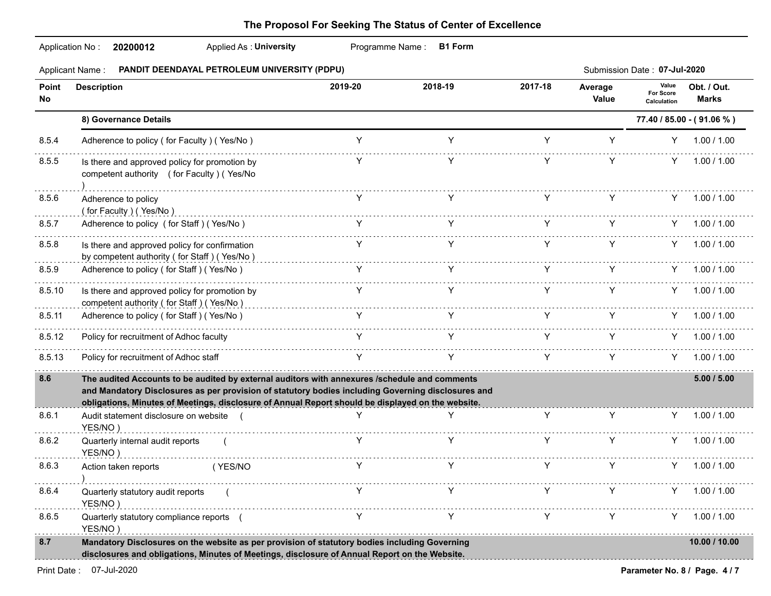# The Proposol For Seeking The Status of Center of Excellence

Application No : **20200012** Applied As : **University** Programme Name : **B1 Form**

Applicant Name : **PANDIT DEENDAYAL PETROLEUM UNIVERSITY (PDPU)** Submission Date : **07-Jul-2020**

| Point No | Description | 2019-20 | 2018-19 | 2017-18 | Average Value | Value For Score Calculation | Obt. / Out. Marks |
|---|---|---|---|---|---|---|---|
| | **8) Governance Details** | | | | | | **77.40 / 85.00 - ( 91.06 % )** |
| 8.5.4 | Adherence to policy ( for Faculty ) ( Yes/No ) | Y | Y | Y | Y | Y | 1.00 / 1.00 |
| 8.5.5 | Is there and approved policy for promotion by competent authority ( for Faculty ) ( Yes/No ) | Y | Y | Y | Y | Y | 1.00 / 1.00 |
| 8.5.6 | Adherence to policy ( for Faculty ) ( Yes/No ) | Y | Y | Y | Y | Y | 1.00 / 1.00 |
| 8.5.7 | Adherence to policy ( for Staff ) ( Yes/No ) | Y | Y | Y | Y | Y | 1.00 / 1.00 |
| 8.5.8 | Is there and approved policy for confirmation by competent authority ( for Staff ) ( Yes/No ) | Y | Y | Y | Y | Y | 1.00 / 1.00 |
| 8.5.9 | Adherence to policy ( for Staff ) ( Yes/No ) | Y | Y | Y | Y | Y | 1.00 / 1.00 |
| 8.5.10 | Is there and approved policy for promotion by competent authority ( for Staff ) ( Yes/No ) | Y | Y | Y | Y | Y | 1.00 / 1.00 |
| 8.5.11 | Adherence to policy ( for Staff ) ( Yes/No ) | Y | Y | Y | Y | Y | 1.00 / 1.00 |
| 8.5.12 | Policy for recruitment of Adhoc faculty | Y | Y | Y | Y | Y | 1.00 / 1.00 |
| 8.5.13 | Policy for recruitment of Adhoc staff | Y | Y | Y | Y | Y | 1.00 / 1.00 |
| **8.6** | **The audited Accounts to be audited by external auditors with annexures /schedule and comments and Mandatory Disclosures as per provision of statutory bodies including Governing disclosures and obligations, Minutes of Meetings, disclosure of Annual Report should be displayed on the website.** | | | | | | **5.00 / 5.00** |
| 8.6.1 | Audit statement disclosure on website ( YES/NO ) | Y | Y | Y | Y | Y | 1.00 / 1.00 |
| 8.6.2 | Quarterly internal audit reports ( YES/NO ) | Y | Y | Y | Y | Y | 1.00 / 1.00 |
| 8.6.3 | Action taken reports ( YES/NO ) | Y | Y | Y | Y | Y | 1.00 / 1.00 |
| 8.6.4 | Quarterly statutory audit reports ( YES/NO ) | Y | Y | Y | Y | Y | 1.00 / 1.00 |
| 8.6.5 | Quarterly statutory compliance reports ( YES/NO ) | Y | Y | Y | Y | Y | 1.00 / 1.00 |
| **8.7** | **Mandatory Disclosures on the website as per provision of statutory bodies including Governing disclosures and obligations, Minutes of Meetings, disclosure of Annual Report on the Website.** | | | | | | **10.00 / 10.00** |

Print Date : 07-Jul-2020

Parameter No. 8 / Page. 4 / 7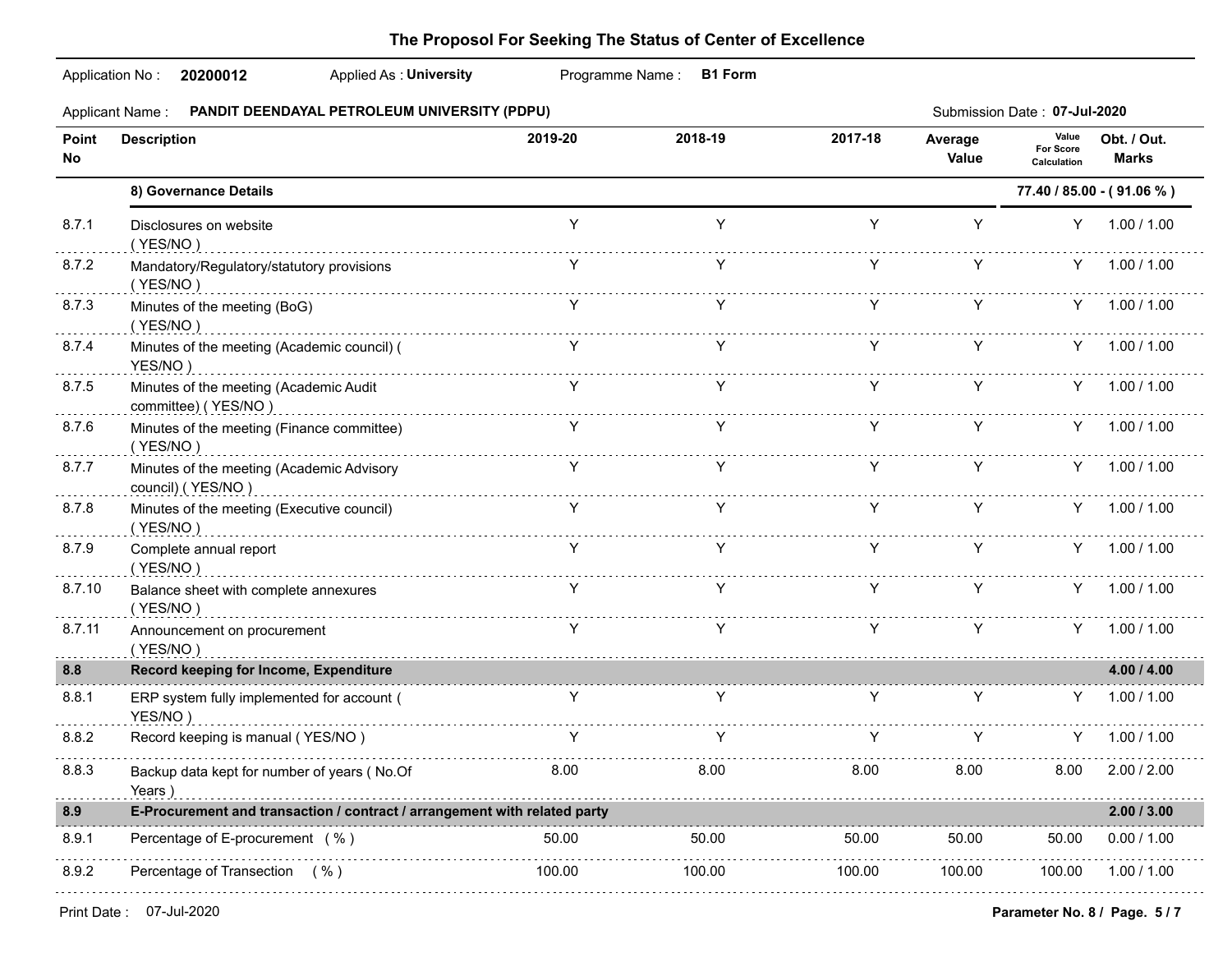# The Proposol For Seeking The Status of Center of Excellence

Application No : **20200012** Applied As : **University** Programme Name : **B1 Form**

Applicant Name : **PANDIT DEENDAYAL PETROLEUM UNIVERSITY (PDPU)** Submission Date : **07-Jul-2020**

| Point No | Description | 2019-20 | 2018-19 | 2017-18 | Average Value | Value For Score Calculation | Obt. / Out. Marks |
|---|---|---|---|---|---|---|---|
| | **8) Governance Details** | | | | | | **77.40 / 85.00 - ( 91.06 % )** |
| 8.7.1 | Disclosures on website ( YES/NO ) | Y | Y | Y | Y | Y | 1.00 / 1.00 |
| 8.7.2 | Mandatory/Regulatory/statutory provisions ( YES/NO ) | Y | Y | Y | Y | Y | 1.00 / 1.00 |
| 8.7.3 | Minutes of the meeting (BoG) ( YES/NO ) | Y | Y | Y | Y | Y | 1.00 / 1.00 |
| 8.7.4 | Minutes of the meeting (Academic council) ( YES/NO ) | Y | Y | Y | Y | Y | 1.00 / 1.00 |
| 8.7.5 | Minutes of the meeting (Academic Audit committee) ( YES/NO ) | Y | Y | Y | Y | Y | 1.00 / 1.00 |
| 8.7.6 | Minutes of the meeting (Finance committee) ( YES/NO ) | Y | Y | Y | Y | Y | 1.00 / 1.00 |
| 8.7.7 | Minutes of the meeting (Academic Advisory council) ( YES/NO ) | Y | Y | Y | Y | Y | 1.00 / 1.00 |
| 8.7.8 | Minutes of the meeting (Executive council) ( YES/NO ) | Y | Y | Y | Y | Y | 1.00 / 1.00 |
| 8.7.9 | Complete annual report ( YES/NO ) | Y | Y | Y | Y | Y | 1.00 / 1.00 |
| 8.7.10 | Balance sheet with complete annexures ( YES/NO ) | Y | Y | Y | Y | Y | 1.00 / 1.00 |
| 8.7.11 | Announcement on procurement ( YES/NO ) | Y | Y | Y | Y | Y | 1.00 / 1.00 |
| **8.8** | **Record keeping for Income, Expenditure** | | | | | | **4.00 / 4.00** |
| 8.8.1 | ERP system fully implemented for account ( YES/NO ) | Y | Y | Y | Y | Y | 1.00 / 1.00 |
| 8.8.2 | Record keeping is manual ( YES/NO ) | Y | Y | Y | Y | Y | 1.00 / 1.00 |
| 8.8.3 | Backup data kept for number of years ( No.Of Years ) | 8.00 | 8.00 | 8.00 | 8.00 | 8.00 | 2.00 / 2.00 |
| **8.9** | **E-Procurement and transaction / contract / arrangement with related party** | | | | | | **2.00 / 3.00** |
| 8.9.1 | Percentage of E-procurement ( % ) | 50.00 | 50.00 | 50.00 | 50.00 | 50.00 | 0.00 / 1.00 |
| 8.9.2 | Percentage of Transection ( % ) | 100.00 | 100.00 | 100.00 | 100.00 | 100.00 | 1.00 / 1.00 |

Print Date : 07-Jul-2020 Parameter No. 8 / Page. 5 / 7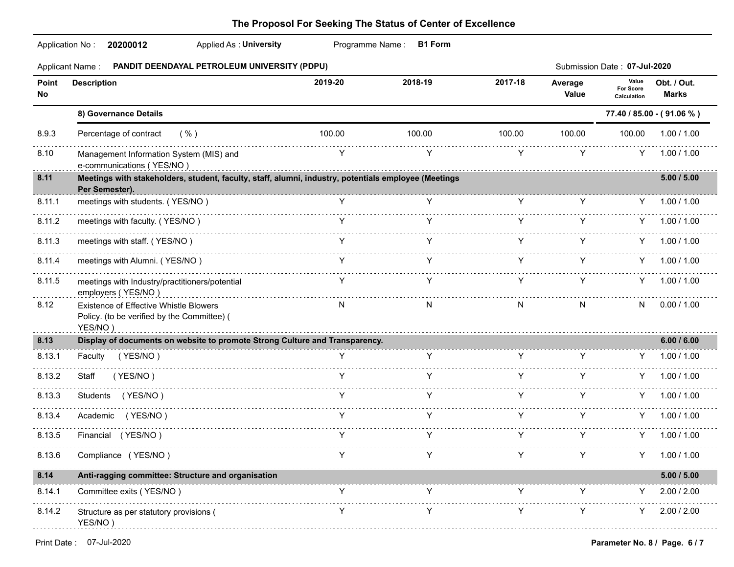# The Proposol For Seeking The Status of Center of Excellence

Application No : **20200012** Applied As : **University** Programme Name : **B1 Form**

Applicant Name : **PANDIT DEENDAYAL PETROLEUM UNIVERSITY (PDPU)** Submission Date : **07-Jul-2020**

| Point No | Description | 2019-20 | 2018-19 | 2017-18 | Average Value | Value For Score Calculation | Obt. / Out. Marks |
|---|---|---|---|---|---|---|---|
| | **8) Governance Details** | | | | | **77.40 / 85.00 - ( 91.06 % )** | |
| 8.9.3 | Percentage of contract ( % ) | 100.00 | 100.00 | 100.00 | 100.00 | 100.00 | 1.00 / 1.00 |
| 8.10 | Management Information System (MIS) and e-communications ( YES/NO ) | Y | Y | Y | Y | Y | 1.00 / 1.00 |
| **8.11** | **Meetings with stakeholders, student, faculty, staff, alumni, industry, potentials employee (Meetings Per Semester).** | | | | | | **5.00 / 5.00** |
| 8.11.1 | meetings with students. ( YES/NO ) | Y | Y | Y | Y | Y | 1.00 / 1.00 |
| 8.11.2 | meetings with faculty. ( YES/NO ) | Y | Y | Y | Y | Y | 1.00 / 1.00 |
| 8.11.3 | meetings with staff. ( YES/NO ) | Y | Y | Y | Y | Y | 1.00 / 1.00 |
| 8.11.4 | meetings with Alumni. ( YES/NO ) | Y | Y | Y | Y | Y | 1.00 / 1.00 |
| 8.11.5 | meetings with Industry/practitioners/potential employers ( YES/NO ) | Y | Y | Y | Y | Y | 1.00 / 1.00 |
| 8.12 | Existence of Effective Whistle Blowers Policy. (to be verified by the Committee) ( YES/NO ) | N | N | N | N | N | 0.00 / 1.00 |
| **8.13** | **Display of documents on website to promote Strong Culture and Transparency.** | | | | | | **6.00 / 6.00** |
| 8.13.1 | Faculty ( YES/NO ) | Y | Y | Y | Y | Y | 1.00 / 1.00 |
| 8.13.2 | Staff ( YES/NO ) | Y | Y | Y | Y | Y | 1.00 / 1.00 |
| 8.13.3 | Students ( YES/NO ) | Y | Y | Y | Y | Y | 1.00 / 1.00 |
| 8.13.4 | Academic ( YES/NO ) | Y | Y | Y | Y | Y | 1.00 / 1.00 |
| 8.13.5 | Financial ( YES/NO ) | Y | Y | Y | Y | Y | 1.00 / 1.00 |
| 8.13.6 | Compliance ( YES/NO ) | Y | Y | Y | Y | Y | 1.00 / 1.00 |
| **8.14** | **Anti-ragging committee: Structure and organisation** | | | | | | **5.00 / 5.00** |
| 8.14.1 | Committee exits ( YES/NO ) | Y | Y | Y | Y | Y | 2.00 / 2.00 |
| 8.14.2 | Structure as per statutory provisions ( YES/NO ) | Y | Y | Y | Y | Y | 2.00 / 2.00 |

Print Date : 07-Jul-2020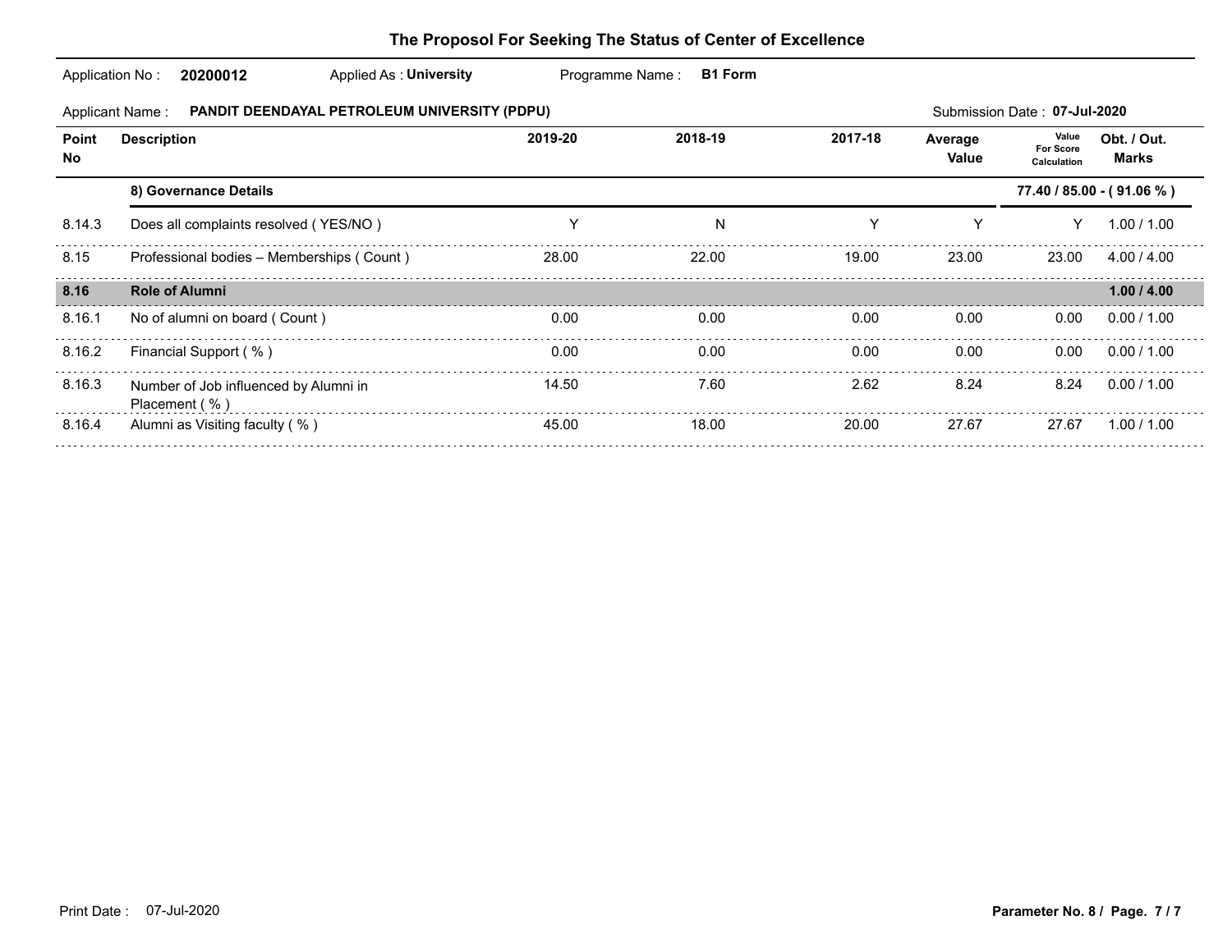## The Proposol For Seeking The Status of Center of Excellence

Application No : **20200012** Applied As : **University** Programme Name : **B1 Form**

Applicant Name : **PANDIT DEENDAYAL PETROLEUM UNIVERSITY (PDPU)** Submission Date : **07-Jul-2020**

| Point No | Description | 2019-20 | 2018-19 | 2017-18 | Average Value | Value For Score Calculation | Obt. / Out. Marks |
|---|---|---|---|---|---|---|---|
| | **8) Governance Details** | | | | | | **77.40 / 85.00 - ( 91.06 % )** |
| 8.14.3 | Does all complaints resolved ( YES/NO ) | Y | N | Y | Y | Y | 1.00 / 1.00 |
| 8.15 | Professional bodies – Memberships ( Count ) | 28.00 | 22.00 | 19.00 | 23.00 | 23.00 | 4.00 / 4.00 |
| **8.16** | **Role of Alumni** | | | | | | **1.00 / 4.00** |
| 8.16.1 | No of alumni on board ( Count ) | 0.00 | 0.00 | 0.00 | 0.00 | 0.00 | 0.00 / 1.00 |
| 8.16.2 | Financial Support ( % ) | 0.00 | 0.00 | 0.00 | 0.00 | 0.00 | 0.00 / 1.00 |
| 8.16.3 | Number of Job influenced by Alumni in Placement ( % ) | 14.50 | 7.60 | 2.62 | 8.24 | 8.24 | 0.00 / 1.00 |
| 8.16.4 | Alumni as Visiting faculty ( % ) | 45.00 | 18.00 | 20.00 | 27.67 | 27.67 | 1.00 / 1.00 |

Print Date : 07-Jul-2020

**Parameter No. 8 / Page. 7 / 7**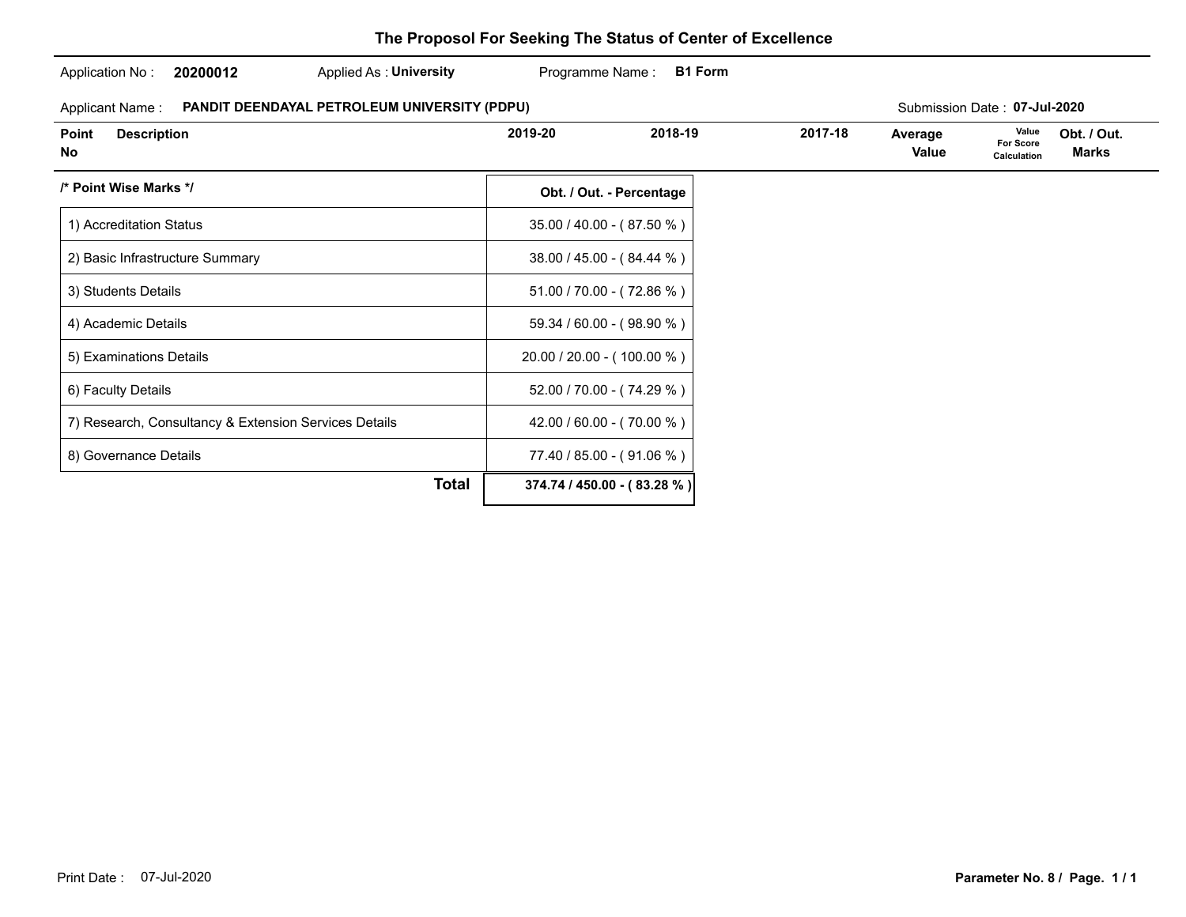# The Proposol For Seeking The Status of Center of Excellence

Application No : **20200012** Applied As : **University** Programme Name : **B1 Form**

Applicant Name : **PANDIT DEENDAYAL PETROLEUM UNIVERSITY (PDPU)** Submission Date : **07-Jul-2020**

| Point No | Description | 2019-20 | 2018-19 | 2017-18 | Average Value | Value For Score Calculation | Obt. / Out. Marks |
|---|---|---|---|---|---|---|---|

**/* Point Wise Marks */**

| | Obt. / Out. - Percentage |
|---|---|
| 1) Accreditation Status | 35.00 / 40.00 - ( 87.50 % ) |
| 2) Basic Infrastructure Summary | 38.00 / 45.00 - ( 84.44 % ) |
| 3) Students Details | 51.00 / 70.00 - ( 72.86 % ) |
| 4) Academic Details | 59.34 / 60.00 - ( 98.90 % ) |
| 5) Examinations Details | 20.00 / 20.00 - ( 100.00 % ) |
| 6) Faculty Details | 52.00 / 70.00 - ( 74.29 % ) |
| 7) Research, Consultancy & Extension Services Details | 42.00 / 60.00 - ( 70.00 % ) |
| 8) Governance Details | 77.40 / 85.00 - ( 91.06 % ) |
| **Total** | **374.74 / 450.00 - ( 83.28 % )** |

Print Date : 07-Jul-2020

**Parameter No. 8 / Page. 1 / 1**